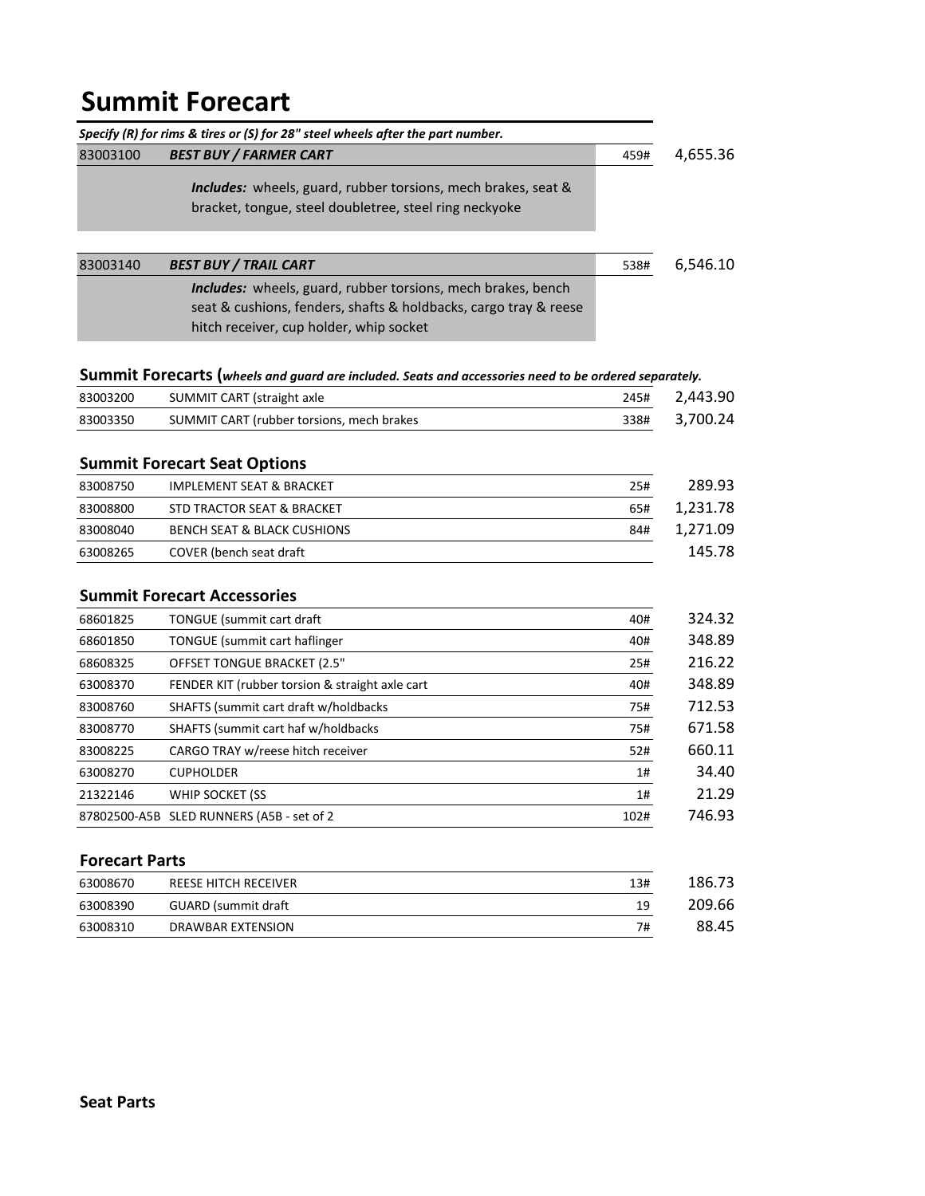# Summit Forecart

***Specify (R) for rims & tires or (S) for 28" steel wheels after the part number.***

| | | | |
|---|---|---|---|
| 83003100 | ***BEST BUY / FARMER CART*** | 459# | 4,655.36 |
| | ***Includes:*** wheels, guard, rubber torsions, mech brakes, seat & bracket, tongue, steel doubletree, steel ring neckyoke | | |
| 83003140 | ***BEST BUY / TRAIL CART*** | 538# | 6,546.10 |
| | ***Includes:*** wheels, guard, rubber torsions, mech brakes, bench seat & cushions, fenders, shafts & holdbacks, cargo tray & reese hitch receiver, cup holder, whip socket | | |

## Summit Forecarts (*wheels and guard are included. Seats and accessories need to be ordered separately.*

| | | | |
|---|---|---|---|
| 83003200 | SUMMIT CART (straight axle | 245# | 2,443.90 |
| 83003350 | SUMMIT CART (rubber torsions, mech brakes | 338# | 3,700.24 |

## Summit Forecart Seat Options

| | | | |
|---|---|---|---|
| 83008750 | IMPLEMENT SEAT & BRACKET | 25# | 289.93 |
| 83008800 | STD TRACTOR SEAT & BRACKET | 65# | 1,231.78 |
| 83008040 | BENCH SEAT & BLACK CUSHIONS | 84# | 1,271.09 |
| 63008265 | COVER (bench seat draft | | 145.78 |

## Summit Forecart Accessories

| | | | |
|---|---|---|---|
| 68601825 | TONGUE (summit cart draft | 40# | 324.32 |
| 68601850 | TONGUE (summit cart haflinger | 40# | 348.89 |
| 68608325 | OFFSET TONGUE BRACKET (2.5" | 25# | 216.22 |
| 63008370 | FENDER KIT (rubber torsion & straight axle cart | 40# | 348.89 |
| 83008760 | SHAFTS (summit cart draft w/holdbacks | 75# | 712.53 |
| 83008770 | SHAFTS (summit cart haf w/holdbacks | 75# | 671.58 |
| 83008225 | CARGO TRAY w/reese hitch receiver | 52# | 660.11 |
| 63008270 | CUPHOLDER | 1# | 34.40 |
| 21322146 | WHIP SOCKET (SS | 1# | 21.29 |
| 87802500-A5B | SLED RUNNERS (A5B - set of 2 | 102# | 746.93 |

## Forecart Parts

| | | | |
|---|---|---|---|
| 63008670 | REESE HITCH RECEIVER | 13# | 186.73 |
| 63008390 | GUARD (summit draft | 19 | 209.66 |
| 63008310 | DRAWBAR EXTENSION | 7# | 88.45 |

## Seat Parts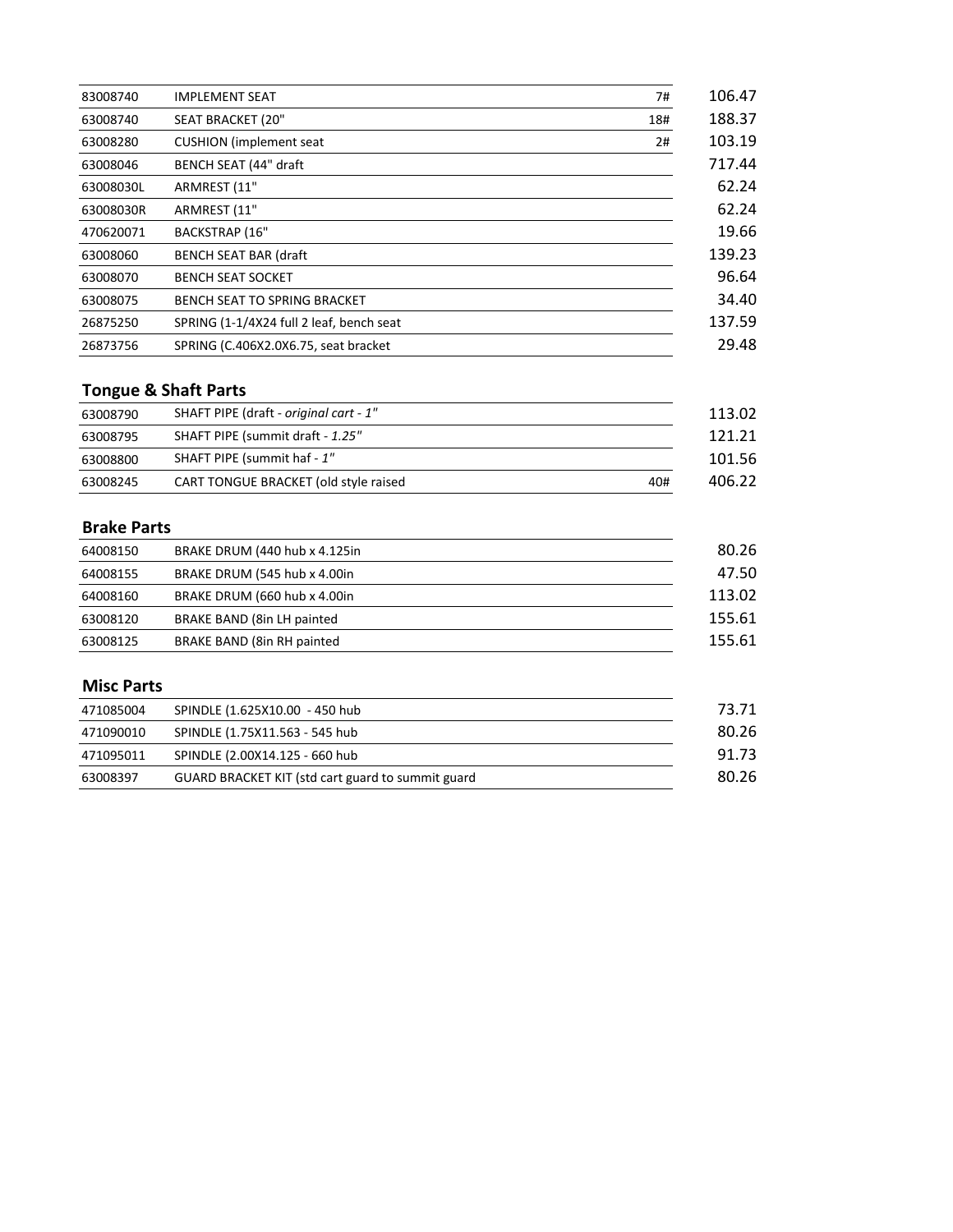| | | | |
|---|---|---|---|
| 83008740 | IMPLEMENT SEAT | 7# | 106.47 |
| 63008740 | SEAT BRACKET (20" | 18# | 188.37 |
| 63008280 | CUSHION (implement seat | 2# | 103.19 |
| 63008046 | BENCH SEAT (44" draft | | 717.44 |
| 63008030L | ARMREST (11" | | 62.24 |
| 63008030R | ARMREST (11" | | 62.24 |
| 470620071 | BACKSTRAP (16" | | 19.66 |
| 63008060 | BENCH SEAT BAR (draft | | 139.23 |
| 63008070 | BENCH SEAT SOCKET | | 96.64 |
| 63008075 | BENCH SEAT TO SPRING BRACKET | | 34.40 |
| 26875250 | SPRING (1-1/4X24 full 2 leaf, bench seat | | 137.59 |
| 26873756 | SPRING (C.406X2.0X6.75, seat bracket | | 29.48 |

## Tongue & Shaft Parts

| | | | |
|---|---|---|---|
| 63008790 | SHAFT PIPE (draft - *original cart - 1"* | | 113.02 |
| 63008795 | SHAFT PIPE (summit draft - *1.25"* | | 121.21 |
| 63008800 | SHAFT PIPE (summit haf - *1"* | | 101.56 |
| 63008245 | CART TONGUE BRACKET (old style raised | 40# | 406.22 |

## Brake Parts

| | | |
|---|---|---|
| 64008150 | BRAKE DRUM (440 hub x 4.125in | 80.26 |
| 64008155 | BRAKE DRUM (545 hub x 4.00in | 47.50 |
| 64008160 | BRAKE DRUM (660 hub x 4.00in | 113.02 |
| 63008120 | BRAKE BAND (8in LH painted | 155.61 |
| 63008125 | BRAKE BAND (8in RH painted | 155.61 |

## Misc Parts

| | | |
|---|---|---|
| 471085004 | SPINDLE (1.625X10.00 - 450 hub | 73.71 |
| 471090010 | SPINDLE (1.75X11.563 - 545 hub | 80.26 |
| 471095011 | SPINDLE (2.00X14.125 - 660 hub | 91.73 |
| 63008397 | GUARD BRACKET KIT (std cart guard to summit guard | 80.26 |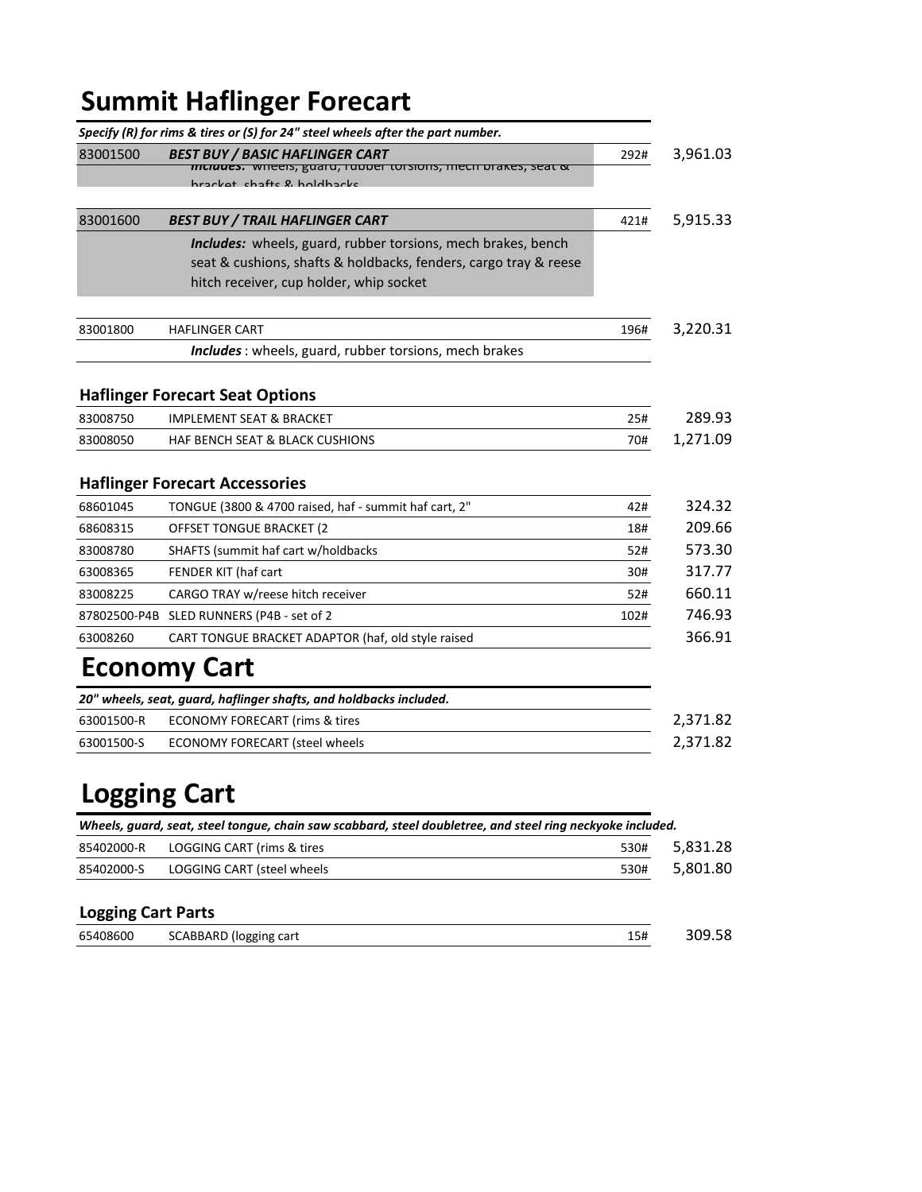# Summit Haflinger Forecart

***Specify (R) for rims & tires or (S) for 24" steel wheels after the part number.***

| Part # | Description | Weight | Price |
|---|---|---|---|
| 83001500 | ***BEST BUY / BASIC HAFLINGER CART*** | 292# | 3,961.03 |
| | ***Includes:*** wheels, guard, rubber torsions, mech brakes, seat & bracket, shafts & holdbacks | | |
| 83001600 | ***BEST BUY / TRAIL HAFLINGER CART*** | 421# | 5,915.33 |
| | ***Includes:*** wheels, guard, rubber torsions, mech brakes, bench seat & cushions, shafts & holdbacks, fenders, cargo tray & reese hitch receiver, cup holder, whip socket | | |
| 83001800 | HAFLINGER CART | 196# | 3,220.31 |
| | ***Includes*** : wheels, guard, rubber torsions, mech brakes | | |

### Haflinger Forecart Seat Options

| Part # | Description | Weight | Price |
|---|---|---|---|
| 83008750 | IMPLEMENT SEAT & BRACKET | 25# | 289.93 |
| 83008050 | HAF BENCH SEAT & BLACK CUSHIONS | 70# | 1,271.09 |

### Haflinger Forecart Accessories

| Part # | Description | Weight | Price |
|---|---|---|---|
| 68601045 | TONGUE (3800 & 4700 raised, haf - summit haf cart, 2" | 42# | 324.32 |
| 68608315 | OFFSET TONGUE BRACKET (2 | 18# | 209.66 |
| 83008780 | SHAFTS (summit haf cart w/holdbacks | 52# | 573.30 |
| 63008365 | FENDER KIT (haf cart | 30# | 317.77 |
| 83008225 | CARGO TRAY w/reese hitch receiver | 52# | 660.11 |
| 87802500-P4B | SLED RUNNERS (P4B - set of 2 | 102# | 746.93 |
| 63008260 | CART TONGUE BRACKET ADAPTOR (haf, old style raised | | 366.91 |

# Economy Cart

***20" wheels, seat, guard, haflinger shafts, and holdbacks included.***

| Part # | Description | Weight | Price |
|---|---|---|---|
| 63001500-R | ECONOMY FORECART (rims & tires | | 2,371.82 |
| 63001500-S | ECONOMY FORECART (steel wheels | | 2,371.82 |

# Logging Cart

***Wheels, guard, seat, steel tongue, chain saw scabbard, steel doubletree, and steel ring neckyoke included.***

| Part # | Description | Weight | Price |
|---|---|---|---|
| 85402000-R | LOGGING CART (rims & tires | 530# | 5,831.28 |
| 85402000-S | LOGGING CART (steel wheels | 530# | 5,801.80 |

### Logging Cart Parts

| Part # | Description | Weight | Price |
|---|---|---|---|
| 65408600 | SCABBARD (logging cart | 15# | 309.58 |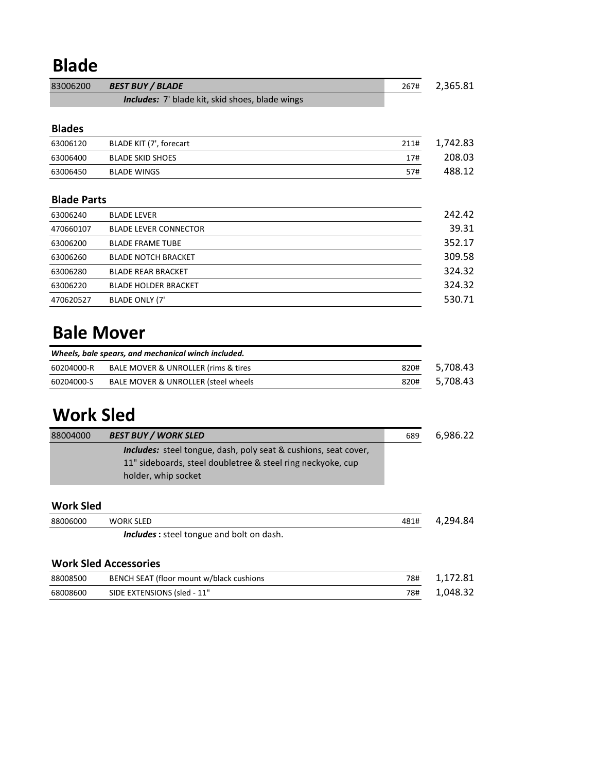# Blade

| | | | |
|---|---|---|---|
| 83006200 | ***BEST BUY / BLADE*** | 267# | 2,365.81 |
| | ***Includes:*** 7' blade kit, skid shoes, blade wings | | |

### Blades

| | | | |
|---|---|---|---|
| 63006120 | BLADE KIT (7', forecart | 211# | 1,742.83 |
| 63006400 | BLADE SKID SHOES | 17# | 208.03 |
| 63006450 | BLADE WINGS | 57# | 488.12 |

### Blade Parts

| | | | |
|---|---|---|---|
| 63006240 | BLADE LEVER | | 242.42 |
| 470660107 | BLADE LEVER CONNECTOR | | 39.31 |
| 63006200 | BLADE FRAME TUBE | | 352.17 |
| 63006260 | BLADE NOTCH BRACKET | | 309.58 |
| 63006280 | BLADE REAR BRACKET | | 324.32 |
| 63006220 | BLADE HOLDER BRACKET | | 324.32 |
| 470620527 | BLADE ONLY (7' | | 530.71 |

# Bale Mover

***Wheels, bale spears, and mechanical winch included.***

| | | | |
|---|---|---|---|
| 60204000-R | BALE MOVER & UNROLLER (rims & tires | 820# | 5,708.43 |
| 60204000-S | BALE MOVER & UNROLLER (steel wheels | 820# | 5,708.43 |

# Work Sled

| | | | |
|---|---|---|---|
| 88004000 | ***BEST BUY / WORK SLED*** | 689 | 6,986.22 |
| | ***Includes:*** steel tongue, dash, poly seat & cushions, seat cover, 11" sideboards, steel doubletree & steel ring neckyoke, cup holder, whip socket | | |

### Work Sled

| | | | |
|---|---|---|---|
| 88006000 | WORK SLED | 481# | 4,294.84 |
| | ***Includes*** **:** steel tongue and bolt on dash. | | |

### Work Sled Accessories

| | | | |
|---|---|---|---|
| 88008500 | BENCH SEAT (floor mount w/black cushions | 78# | 1,172.81 |
| 68008600 | SIDE EXTENSIONS (sled - 11" | 78# | 1,048.32 |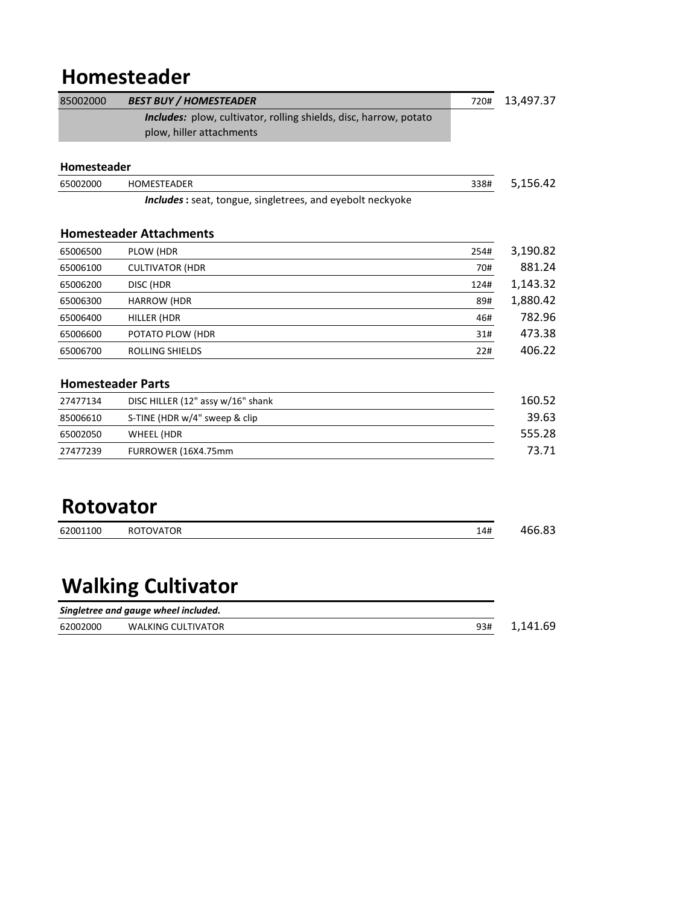# Homesteader

| | | | |
|---|---|---|---|
| 85002000 | ***BEST BUY / HOMESTEADER*** | 720# | 13,497.37 |
| | ***Includes:*** plow, cultivator, rolling shields, disc, harrow, potato plow, hiller attachments | | |

### Homesteader

| | | | |
|---|---|---|---|
| 65002000 | HOMESTEADER | 338# | 5,156.42 |
| | ***Includes*** **:** seat, tongue, singletrees, and eyebolt neckyoke | | |

### Homesteader Attachments

| | | | |
|---|---|---|---|
| 65006500 | PLOW (HDR | 254# | 3,190.82 |
| 65006100 | CULTIVATOR (HDR | 70# | 881.24 |
| 65006200 | DISC (HDR | 124# | 1,143.32 |
| 65006300 | HARROW (HDR | 89# | 1,880.42 |
| 65006400 | HILLER (HDR | 46# | 782.96 |
| 65006600 | POTATO PLOW (HDR | 31# | 473.38 |
| 65006700 | ROLLING SHIELDS | 22# | 406.22 |

### Homesteader Parts

| | | |
|---|---|---|
| 27477134 | DISC HILLER (12" assy w/16" shank | 160.52 |
| 85006610 | S-TINE (HDR w/4" sweep & clip | 39.63 |
| 65002050 | WHEEL (HDR | 555.28 |
| 27477239 | FURROWER (16X4.75mm | 73.71 |

# Rotovator

| | | | |
|---|---|---|---|
| 62001100 | ROTOVATOR | 14# | 466.83 |

# Walking Cultivator

***Singletree and gauge wheel included.***

| | | | |
|---|---|---|---|
| 62002000 | WALKING CULTIVATOR | 93# | 1,141.69 |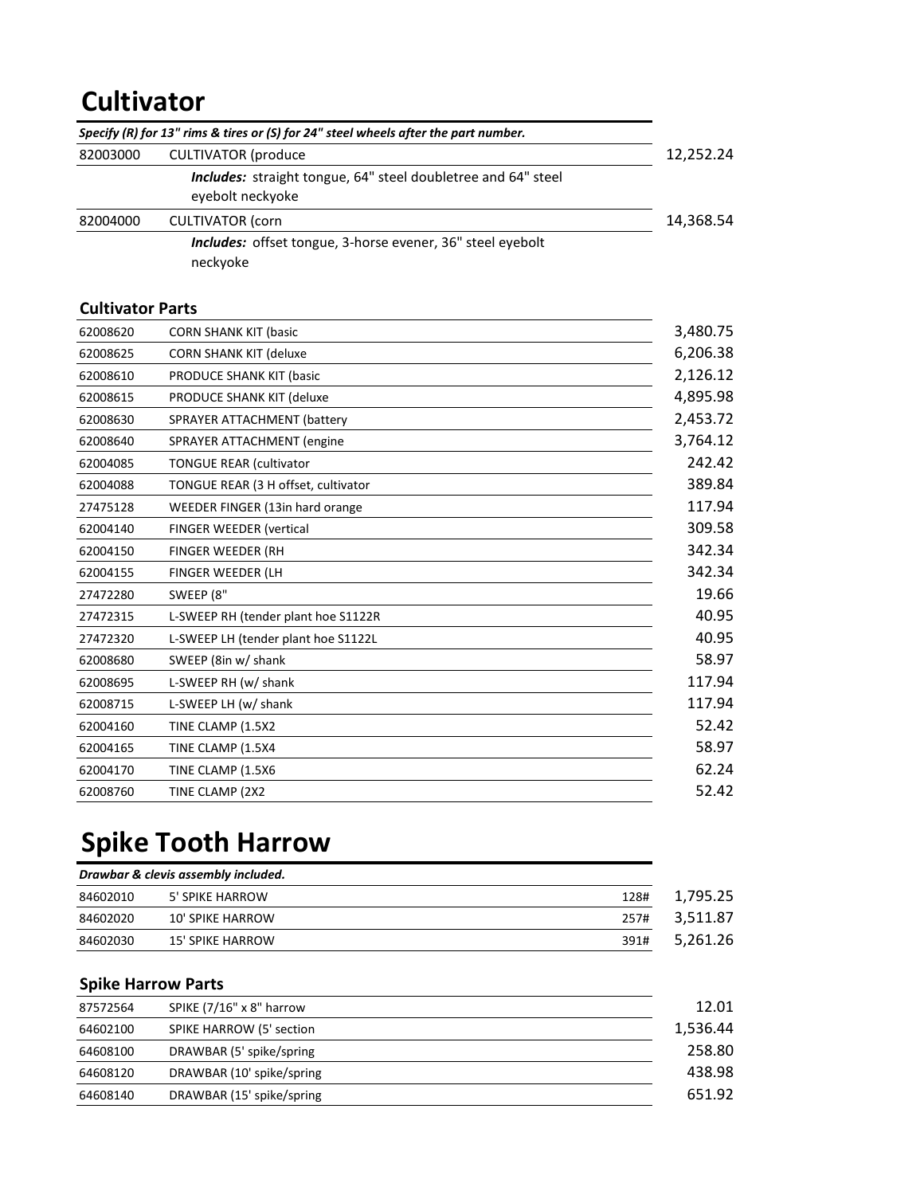# Cultivator

| | *Specify (R) for 13" rims & tires or (S) for 24" steel wheels after the part number.* | |
|---|---|---|
| 82003000 | CULTIVATOR (produce | 12,252.24 |
| | ***Includes:*** straight tongue, 64" steel doubletree and 64" steel eyebolt neckyoke | |
| 82004000 | CULTIVATOR (corn | 14,368.54 |
| | ***Includes:*** offset tongue, 3-horse evener, 36" steel eyebolt neckyoke | |

## Cultivator Parts

| | | |
|---|---|---|
| 62008620 | CORN SHANK KIT (basic | 3,480.75 |
| 62008625 | CORN SHANK KIT (deluxe | 6,206.38 |
| 62008610 | PRODUCE SHANK KIT (basic | 2,126.12 |
| 62008615 | PRODUCE SHANK KIT (deluxe | 4,895.98 |
| 62008630 | SPRAYER ATTACHMENT (battery | 2,453.72 |
| 62008640 | SPRAYER ATTACHMENT (engine | 3,764.12 |
| 62004085 | TONGUE REAR (cultivator | 242.42 |
| 62004088 | TONGUE REAR (3 H offset, cultivator | 389.84 |
| 27475128 | WEEDER FINGER (13in hard orange | 117.94 |
| 62004140 | FINGER WEEDER (vertical | 309.58 |
| 62004150 | FINGER WEEDER (RH | 342.34 |
| 62004155 | FINGER WEEDER (LH | 342.34 |
| 27472280 | SWEEP (8" | 19.66 |
| 27472315 | L-SWEEP RH (tender plant hoe S1122R | 40.95 |
| 27472320 | L-SWEEP LH (tender plant hoe S1122L | 40.95 |
| 62008680 | SWEEP (8in w/ shank | 58.97 |
| 62008695 | L-SWEEP RH (w/ shank | 117.94 |
| 62008715 | L-SWEEP LH (w/ shank | 117.94 |
| 62004160 | TINE CLAMP (1.5X2 | 52.42 |
| 62004165 | TINE CLAMP (1.5X4 | 58.97 |
| 62004170 | TINE CLAMP (1.5X6 | 62.24 |
| 62008760 | TINE CLAMP (2X2 | 52.42 |

# Spike Tooth Harrow

| | *Drawbar & clevis assembly included.* | | |
|---|---|---|---|
| 84602010 | 5' SPIKE HARROW | 128# | 1,795.25 |
| 84602020 | 10' SPIKE HARROW | 257# | 3,511.87 |
| 84602030 | 15' SPIKE HARROW | 391# | 5,261.26 |

## Spike Harrow Parts

| | | |
|---|---|---|
| 87572564 | SPIKE (7/16" x 8" harrow | 12.01 |
| 64602100 | SPIKE HARROW (5' section | 1,536.44 |
| 64608100 | DRAWBAR (5' spike/spring | 258.80 |
| 64608120 | DRAWBAR (10' spike/spring | 438.98 |
| 64608140 | DRAWBAR (15' spike/spring | 651.92 |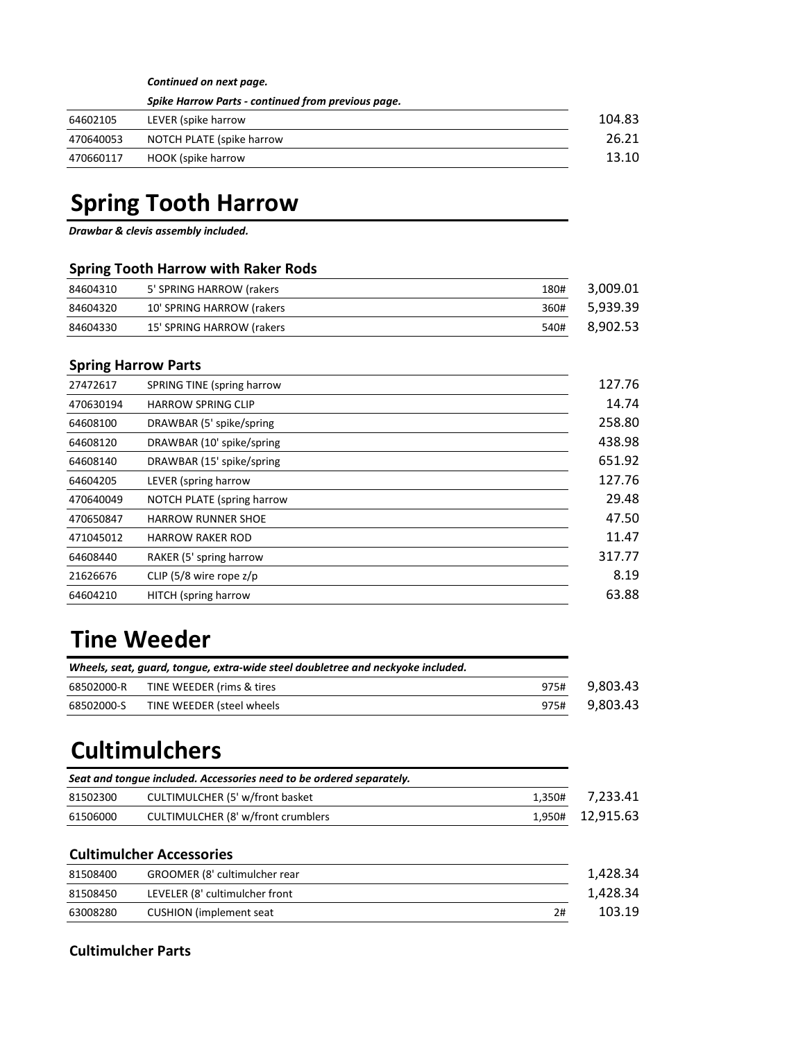*Continued on next page.*

*Spike Harrow Parts - continued from previous page.*

| | | | |
|---|---|---|---|
| 64602105 | LEVER (spike harrow | | 104.83 |
| 470640053 | NOTCH PLATE (spike harrow | | 26.21 |
| 470660117 | HOOK (spike harrow | | 13.10 |

# Spring Tooth Harrow

***Drawbar & clevis assembly included.***

### Spring Tooth Harrow with Raker Rods

| | | | |
|---|---|---|---|
| 84604310 | 5' SPRING HARROW (rakers | 180# | 3,009.01 |
| 84604320 | 10' SPRING HARROW (rakers | 360# | 5,939.39 |
| 84604330 | 15' SPRING HARROW (rakers | 540# | 8,902.53 |

### Spring Harrow Parts

| | | | |
|---|---|---|---|
| 27472617 | SPRING TINE (spring harrow | | 127.76 |
| 470630194 | HARROW SPRING CLIP | | 14.74 |
| 64608100 | DRAWBAR (5' spike/spring | | 258.80 |
| 64608120 | DRAWBAR (10' spike/spring | | 438.98 |
| 64608140 | DRAWBAR (15' spike/spring | | 651.92 |
| 64604205 | LEVER (spring harrow | | 127.76 |
| 470640049 | NOTCH PLATE (spring harrow | | 29.48 |
| 470650847 | HARROW RUNNER SHOE | | 47.50 |
| 471045012 | HARROW RAKER ROD | | 11.47 |
| 64608440 | RAKER (5' spring harrow | | 317.77 |
| 21626676 | CLIP (5/8 wire rope z/p | | 8.19 |
| 64604210 | HITCH (spring harrow | | 63.88 |

# Tine Weeder

***Wheels, seat, guard, tongue, extra-wide steel doubletree and neckyoke included.***

| | | | |
|---|---|---|---|
| 68502000-R | TINE WEEDER (rims & tires | 975# | 9,803.43 |
| 68502000-S | TINE WEEDER (steel wheels | 975# | 9,803.43 |

# Cultimulchers

***Seat and tongue included. Accessories need to be ordered separately.***

| | | | |
|---|---|---|---|
| 81502300 | CULTIMULCHER (5' w/front basket | 1,350# | 7,233.41 |
| 61506000 | CULTIMULCHER (8' w/front crumblers | 1,950# | 12,915.63 |

### Cultimulcher Accessories

| | | | |
|---|---|---|---|
| 81508400 | GROOMER (8' cultimulcher rear | | 1,428.34 |
| 81508450 | LEVELER (8' cultimulcher front | | 1,428.34 |
| 63008280 | CUSHION (implement seat | 2# | 103.19 |

### Cultimulcher Parts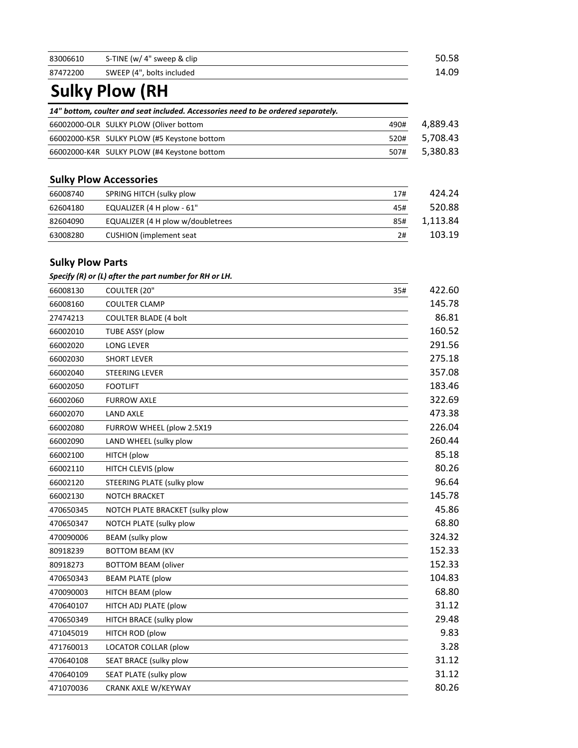| | | |
|---|---|---|
| 83006610 | S-TINE (w/ 4" sweep & clip | 50.58 |
| 87472200 | SWEEP (4", bolts included | 14.09 |

# Sulky Plow (RH

***14" bottom, coulter and seat included. Accessories need to be ordered separately.***

| | | | |
|---|---|---|---|
| 66002000-OLR | SULKY PLOW (Oliver bottom | 490# | 4,889.43 |
| 66002000-K5R | SULKY PLOW (#5 Keystone bottom | 520# | 5,708.43 |
| 66002000-K4R | SULKY PLOW (#4 Keystone bottom | 507# | 5,380.83 |

## Sulky Plow Accessories

| | | | |
|---|---|---|---|
| 66008740 | SPRING HITCH (sulky plow | 17# | 424.24 |
| 62604180 | EQUALIZER (4 H plow - 61" | 45# | 520.88 |
| 82604090 | EQUALIZER (4 H plow w/doubletrees | 85# | 1,113.84 |
| 63008280 | CUSHION (implement seat | 2# | 103.19 |

## Sulky Plow Parts

***Specify (R) or (L) after the part number for RH or LH.***

| | | | |
|---|---|---|---|
| 66008130 | COULTER (20" | 35# | 422.60 |
| 66008160 | COULTER CLAMP | | 145.78 |
| 27474213 | COULTER BLADE (4 bolt | | 86.81 |
| 66002010 | TUBE ASSY (plow | | 160.52 |
| 66002020 | LONG LEVER | | 291.56 |
| 66002030 | SHORT LEVER | | 275.18 |
| 66002040 | STEERING LEVER | | 357.08 |
| 66002050 | FOOTLIFT | | 183.46 |
| 66002060 | FURROW AXLE | | 322.69 |
| 66002070 | LAND AXLE | | 473.38 |
| 66002080 | FURROW WHEEL (plow 2.5X19 | | 226.04 |
| 66002090 | LAND WHEEL (sulky plow | | 260.44 |
| 66002100 | HITCH (plow | | 85.18 |
| 66002110 | HITCH CLEVIS (plow | | 80.26 |
| 66002120 | STEERING PLATE (sulky plow | | 96.64 |
| 66002130 | NOTCH BRACKET | | 145.78 |
| 470650345 | NOTCH PLATE BRACKET (sulky plow | | 45.86 |
| 470650347 | NOTCH PLATE (sulky plow | | 68.80 |
| 470090006 | BEAM (sulky plow | | 324.32 |
| 80918239 | BOTTOM BEAM (KV | | 152.33 |
| 80918273 | BOTTOM BEAM (oliver | | 152.33 |
| 470650343 | BEAM PLATE (plow | | 104.83 |
| 470090003 | HITCH BEAM (plow | | 68.80 |
| 470640107 | HITCH ADJ PLATE (plow | | 31.12 |
| 470650349 | HITCH BRACE (sulky plow | | 29.48 |
| 471045019 | HITCH ROD (plow | | 9.83 |
| 471760013 | LOCATOR COLLAR (plow | | 3.28 |
| 470640108 | SEAT BRACE (sulky plow | | 31.12 |
| 470640109 | SEAT PLATE (sulky plow | | 31.12 |
| 471070036 | CRANK AXLE W/KEYWAY | | 80.26 |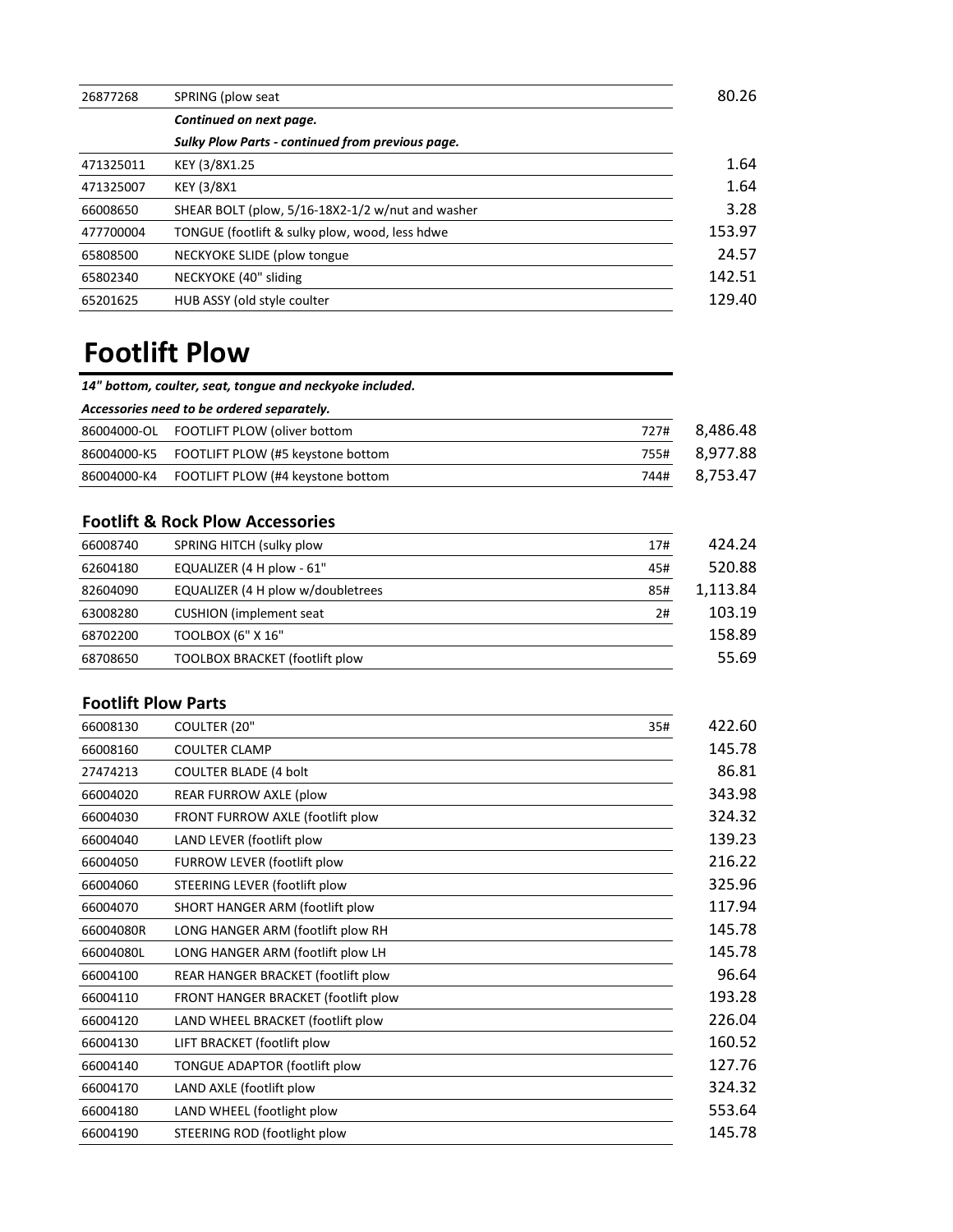| | | | |
|---|---|---|---|
| 26877268 | SPRING (plow seat | | 80.26 |
| | ***Continued on next page.*** | | |
| | ***Sulky Plow Parts - continued from previous page.*** | | |
| 471325011 | KEY (3/8X1.25 | | 1.64 |
| 471325007 | KEY (3/8X1 | | 1.64 |
| 66008650 | SHEAR BOLT (plow, 5/16-18X2-1/2 w/nut and washer | | 3.28 |
| 477700004 | TONGUE (footlift & sulky plow, wood, less hdwe | | 153.97 |
| 65808500 | NECKYOKE SLIDE (plow tongue | | 24.57 |
| 65802340 | NECKYOKE (40" sliding | | 142.51 |
| 65201625 | HUB ASSY (old style coulter | | 129.40 |

# Footlift Plow

***14" bottom, coulter, seat, tongue and neckyoke included.***

***Accessories need to be ordered separately.***

| | | | |
|---|---|---|---|
| 86004000-OL | FOOTLIFT PLOW (oliver bottom | 727# | 8,486.48 |
| 86004000-K5 | FOOTLIFT PLOW (#5 keystone bottom | 755# | 8,977.88 |
| 86004000-K4 | FOOTLIFT PLOW (#4 keystone bottom | 744# | 8,753.47 |

## Footlift & Rock Plow Accessories

| | | | |
|---|---|---|---|
| 66008740 | SPRING HITCH (sulky plow | 17# | 424.24 |
| 62604180 | EQUALIZER (4 H plow - 61" | 45# | 520.88 |
| 82604090 | EQUALIZER (4 H plow w/doubletrees | 85# | 1,113.84 |
| 63008280 | CUSHION (implement seat | 2# | 103.19 |
| 68702200 | TOOLBOX (6" X 16" | | 158.89 |
| 68708650 | TOOLBOX BRACKET (footlift plow | | 55.69 |

## Footlift Plow Parts

| | | | |
|---|---|---|---|
| 66008130 | COULTER (20" | 35# | 422.60 |
| 66008160 | COULTER CLAMP | | 145.78 |
| 27474213 | COULTER BLADE (4 bolt | | 86.81 |
| 66004020 | REAR FURROW AXLE (plow | | 343.98 |
| 66004030 | FRONT FURROW AXLE (footlift plow | | 324.32 |
| 66004040 | LAND LEVER (footlift plow | | 139.23 |
| 66004050 | FURROW LEVER (footlift plow | | 216.22 |
| 66004060 | STEERING LEVER (footlift plow | | 325.96 |
| 66004070 | SHORT HANGER ARM (footlift plow | | 117.94 |
| 66004080R | LONG HANGER ARM (footlift plow RH | | 145.78 |
| 66004080L | LONG HANGER ARM (footlift plow LH | | 145.78 |
| 66004100 | REAR HANGER BRACKET (footlift plow | | 96.64 |
| 66004110 | FRONT HANGER BRACKET (footlift plow | | 193.28 |
| 66004120 | LAND WHEEL BRACKET (footlift plow | | 226.04 |
| 66004130 | LIFT BRACKET (footlift plow | | 160.52 |
| 66004140 | TONGUE ADAPTOR (footlift plow | | 127.76 |
| 66004170 | LAND AXLE (footlift plow | | 324.32 |
| 66004180 | LAND WHEEL (footlight plow | | 553.64 |
| 66004190 | STEERING ROD (footlight plow | | 145.78 |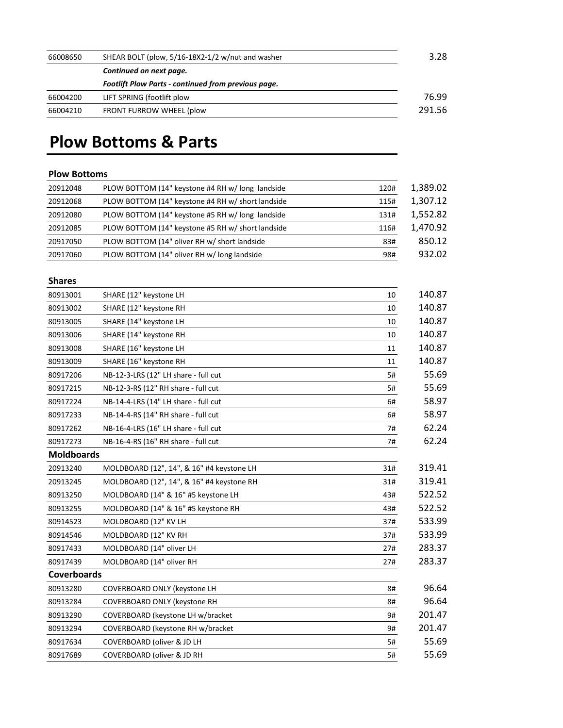| | | | |
|---|---|---|---|
| 66008650 | SHEAR BOLT (plow, 5/16-18X2-1/2 w/nut and washer | | 3.28 |
| | ***Continued on next page.*** | | |
| | ***Footlift Plow Parts - continued from previous page.*** | | |
| 66004200 | LIFT SPRING (footlift plow | | 76.99 |
| 66004210 | FRONT FURROW WHEEL (plow | | 291.56 |

# Plow Bottoms & Parts

### Plow Bottoms

| | | | |
|---|---|---|---|
| 20912048 | PLOW BOTTOM (14" keystone #4 RH w/ long landside | 120# | 1,389.02 |
| 20912068 | PLOW BOTTOM (14" keystone #4 RH w/ short landside | 115# | 1,307.12 |
| 20912080 | PLOW BOTTOM (14" keystone #5 RH w/ long landside | 131# | 1,552.82 |
| 20912085 | PLOW BOTTOM (14" keystone #5 RH w/ short landside | 116# | 1,470.92 |
| 20917050 | PLOW BOTTOM (14" oliver RH w/ short landside | 83# | 850.12 |
| 20917060 | PLOW BOTTOM (14" oliver RH w/ long landside | 98# | 932.02 |

### Shares

| | | | |
|---|---|---|---|
| 80913001 | SHARE (12" keystone LH | 10 | 140.87 |
| 80913002 | SHARE (12" keystone RH | 10 | 140.87 |
| 80913005 | SHARE (14" keystone LH | 10 | 140.87 |
| 80913006 | SHARE (14" keystone RH | 10 | 140.87 |
| 80913008 | SHARE (16" keystone LH | 11 | 140.87 |
| 80913009 | SHARE (16" keystone RH | 11 | 140.87 |
| 80917206 | NB-12-3-LRS (12" LH share - full cut | 5# | 55.69 |
| 80917215 | NB-12-3-RS (12" RH share - full cut | 5# | 55.69 |
| 80917224 | NB-14-4-LRS (14" LH share - full cut | 6# | 58.97 |
| 80917233 | NB-14-4-RS (14" RH share - full cut | 6# | 58.97 |
| 80917262 | NB-16-4-LRS (16" LH share - full cut | 7# | 62.24 |
| 80917273 | NB-16-4-RS (16" RH share - full cut | 7# | 62.24 |

### Moldboards

| | | | |
|---|---|---|---|
| 20913240 | MOLDBOARD (12", 14", & 16" #4 keystone LH | 31# | 319.41 |
| 20913245 | MOLDBOARD (12", 14", & 16" #4 keystone RH | 31# | 319.41 |
| 80913250 | MOLDBOARD (14" & 16" #5 keystone LH | 43# | 522.52 |
| 80913255 | MOLDBOARD (14" & 16" #5 keystone RH | 43# | 522.52 |
| 80914523 | MOLDBOARD (12" KV LH | 37# | 533.99 |
| 80914546 | MOLDBOARD (12" KV RH | 37# | 533.99 |
| 80917433 | MOLDBOARD (14" oliver LH | 27# | 283.37 |
| 80917439 | MOLDBOARD (14" oliver RH | 27# | 283.37 |

### Coverboards

| | | | |
|---|---|---|---|
| 80913280 | COVERBOARD ONLY (keystone LH | 8# | 96.64 |
| 80913284 | COVERBOARD ONLY (keystone RH | 8# | 96.64 |
| 80913290 | COVERBOARD (keystone LH w/bracket | 9# | 201.47 |
| 80913294 | COVERBOARD (keystone RH w/bracket | 9# | 201.47 |
| 80917634 | COVERBOARD (oliver & JD LH | 5# | 55.69 |
| 80917689 | COVERBOARD (oliver & JD RH | 5# | 55.69 |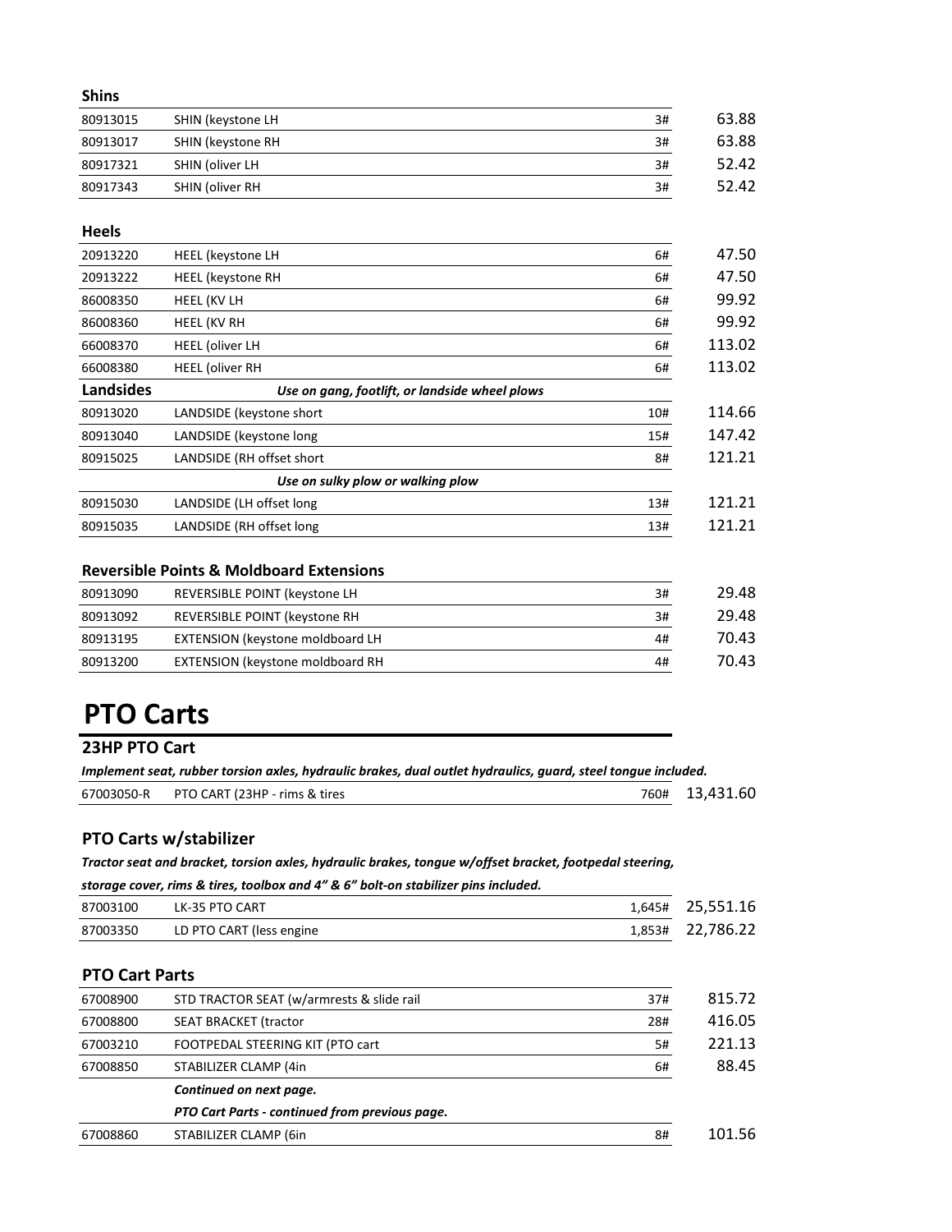### Shins

| | | | |
|---|---|---|---|
| 80913015 | SHIN (keystone LH | 3# | 63.88 |
| 80913017 | SHIN (keystone RH | 3# | 63.88 |
| 80917321 | SHIN (oliver LH | 3# | 52.42 |
| 80917343 | SHIN (oliver RH | 3# | 52.42 |

### Heels

| | | | |
|---|---|---|---|
| 20913220 | HEEL (keystone LH | 6# | 47.50 |
| 20913222 | HEEL (keystone RH | 6# | 47.50 |
| 86008350 | HEEL (KV LH | 6# | 99.92 |
| 86008360 | HEEL (KV RH | 6# | 99.92 |
| 66008370 | HEEL (oliver LH | 6# | 113.02 |
| 66008380 | HEEL (oliver RH | 6# | 113.02 |

### Landsides

***Use on gang, footlift, or landside wheel plows***

| | | | |
|---|---|---|---|
| 80913020 | LANDSIDE (keystone short | 10# | 114.66 |
| 80913040 | LANDSIDE (keystone long | 15# | 147.42 |
| 80915025 | LANDSIDE (RH offset short | 8# | 121.21 |
| | ***Use on sulky plow or walking plow*** | | |
| 80915030 | LANDSIDE (LH offset long | 13# | 121.21 |
| 80915035 | LANDSIDE (RH offset long | 13# | 121.21 |

### Reversible Points & Moldboard Extensions

| | | | |
|---|---|---|---|
| 80913090 | REVERSIBLE POINT (keystone LH | 3# | 29.48 |
| 80913092 | REVERSIBLE POINT (keystone RH | 3# | 29.48 |
| 80913195 | EXTENSION (keystone moldboard LH | 4# | 70.43 |
| 80913200 | EXTENSION (keystone moldboard RH | 4# | 70.43 |

# PTO Carts

### 23HP PTO Cart

***Implement seat, rubber torsion axles, hydraulic brakes, dual outlet hydraulics, guard, steel tongue included.***

| | | | |
|---|---|---|---|
| 67003050-R | PTO CART (23HP - rims & tires | 760# | 13,431.60 |

### PTO Carts w/stabilizer

***Tractor seat and bracket, torsion axles, hydraulic brakes, tongue w/offset bracket, footpedal steering, storage cover, rims & tires, toolbox and 4" & 6" bolt-on stabilizer pins included.***

| | | | |
|---|---|---|---|
| 87003100 | LK-35 PTO CART | 1,645# | 25,551.16 |
| 87003350 | LD PTO CART (less engine | 1,853# | 22,786.22 |

### PTO Cart Parts

| | | | |
|---|---|---|---|
| 67008900 | STD TRACTOR SEAT (w/armrests & slide rail | 37# | 815.72 |
| 67008800 | SEAT BRACKET (tractor | 28# | 416.05 |
| 67003210 | FOOTPEDAL STEERING KIT (PTO cart | 5# | 221.13 |
| 67008850 | STABILIZER CLAMP (4in | 6# | 88.45 |
| | ***Continued on next page.*** | | |
| | ***PTO Cart Parts - continued from previous page.*** | | |
| 67008860 | STABILIZER CLAMP (6in | 8# | 101.56 |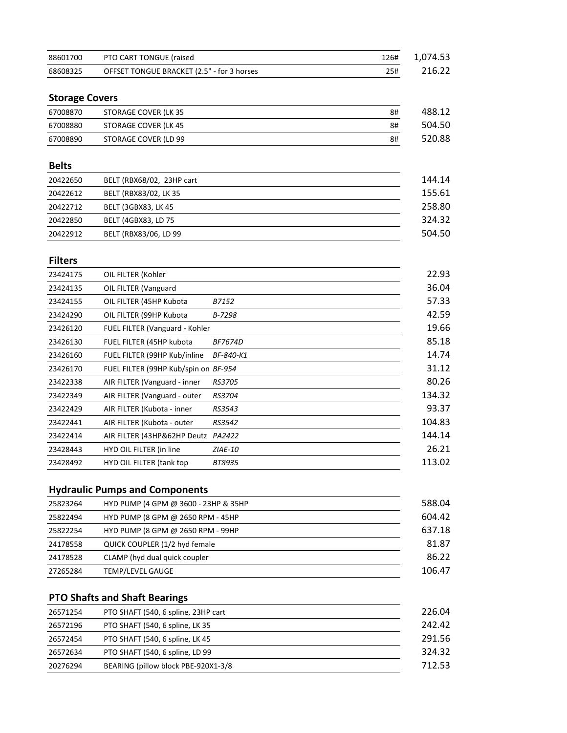| | | | |
|---|---|---|---|
| 88601700 | PTO CART TONGUE (raised | 126# | 1,074.53 |
| 68608325 | OFFSET TONGUE BRACKET (2.5" - for 3 horses | 25# | 216.22 |

## Storage Covers

| | | | |
|---|---|---|---|
| 67008870 | STORAGE COVER (LK 35 | 8# | 488.12 |
| 67008880 | STORAGE COVER (LK 45 | 8# | 504.50 |
| 67008890 | STORAGE COVER (LD 99 | 8# | 520.88 |

## Belts

| | | |
|---|---|---|
| 20422650 | BELT (RBX68/02, 23HP cart | 144.14 |
| 20422612 | BELT (RBX83/02, LK 35 | 155.61 |
| 20422712 | BELT (3GBX83, LK 45 | 258.80 |
| 20422850 | BELT (4GBX83, LD 75 | 324.32 |
| 20422912 | BELT (RBX83/06, LD 99 | 504.50 |

## Filters

| | | | |
|---|---|---|---|
| 23424175 | OIL FILTER (Kohler | | 22.93 |
| 23424135 | OIL FILTER (Vanguard | | 36.04 |
| 23424155 | OIL FILTER (45HP Kubota | *B7152* | 57.33 |
| 23424290 | OIL FILTER (99HP Kubota | *B-7298* | 42.59 |
| 23426120 | FUEL FILTER (Vanguard - Kohler | | 19.66 |
| 23426130 | FUEL FILTER (45HP kubota | *BF7674D* | 85.18 |
| 23426160 | FUEL FILTER (99HP Kub/inline | *BF-840-K1* | 14.74 |
| 23426170 | FUEL FILTER (99HP Kub/spin on | *BF-954* | 31.12 |
| 23422338 | AIR FILTER (Vanguard - inner | *RS3705* | 80.26 |
| 23422349 | AIR FILTER (Vanguard - outer | *RS3704* | 134.32 |
| 23422429 | AIR FILTER (Kubota - inner | *RS3543* | 93.37 |
| 23422441 | AIR FILTER (Kubota - outer | *RS3542* | 104.83 |
| 23422414 | AIR FILTER (43HP&62HP Deutz | *PA2422* | 144.14 |
| 23428443 | HYD OIL FILTER (in line | *ZIAE-10* | 26.21 |
| 23428492 | HYD OIL FILTER (tank top | *BT8935* | 113.02 |

## Hydraulic Pumps and Components

| | | |
|---|---|---|
| 25823264 | HYD PUMP (4 GPM @ 3600 - 23HP & 35HP | 588.04 |
| 25822494 | HYD PUMP (8 GPM @ 2650 RPM - 45HP | 604.42 |
| 25822254 | HYD PUMP (8 GPM @ 2650 RPM - 99HP | 637.18 |
| 24178558 | QUICK COUPLER (1/2 hyd female | 81.87 |
| 24178528 | CLAMP (hyd dual quick coupler | 86.22 |
| 27265284 | TEMP/LEVEL GAUGE | 106.47 |

## PTO Shafts and Shaft Bearings

| | | |
|---|---|---|
| 26571254 | PTO SHAFT (540, 6 spline, 23HP cart | 226.04 |
| 26572196 | PTO SHAFT (540, 6 spline, LK 35 | 242.42 |
| 26572454 | PTO SHAFT (540, 6 spline, LK 45 | 291.56 |
| 26572634 | PTO SHAFT (540, 6 spline, LD 99 | 324.32 |
| 20276294 | BEARING (pillow block PBE-920X1-3/8 | 712.53 |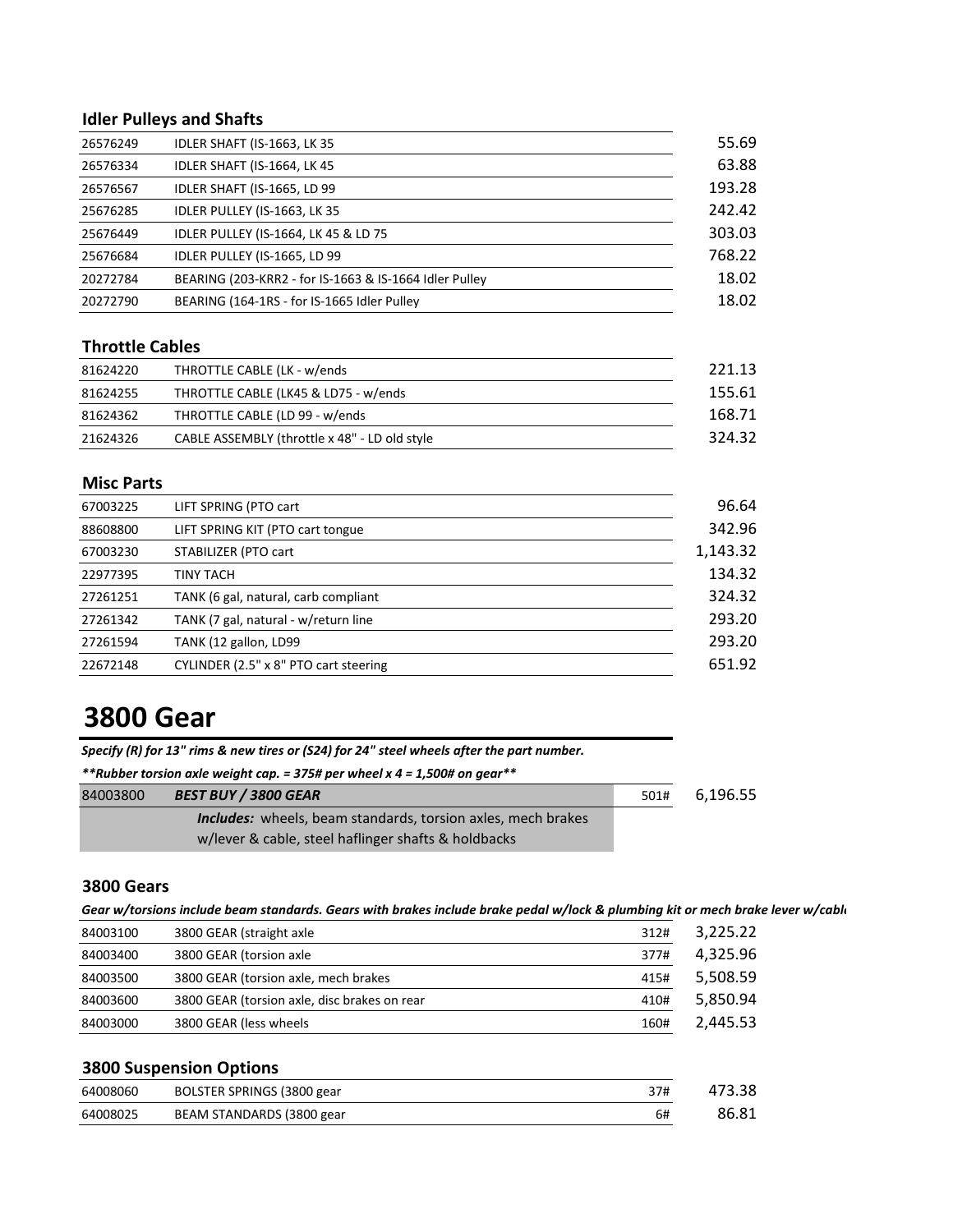### Idler Pulleys and Shafts

| | | |
|---|---|---|
| 26576249 | IDLER SHAFT (IS-1663, LK 35 | 55.69 |
| 26576334 | IDLER SHAFT (IS-1664, LK 45 | 63.88 |
| 26576567 | IDLER SHAFT (IS-1665, LD 99 | 193.28 |
| 25676285 | IDLER PULLEY (IS-1663, LK 35 | 242.42 |
| 25676449 | IDLER PULLEY (IS-1664, LK 45 & LD 75 | 303.03 |
| 25676684 | IDLER PULLEY (IS-1665, LD 99 | 768.22 |
| 20272784 | BEARING (203-KRR2 - for IS-1663 & IS-1664 Idler Pulley | 18.02 |
| 20272790 | BEARING (164-1RS - for IS-1665 Idler Pulley | 18.02 |

### Throttle Cables

| | | |
|---|---|---|
| 81624220 | THROTTLE CABLE (LK - w/ends | 221.13 |
| 81624255 | THROTTLE CABLE (LK45 & LD75 - w/ends | 155.61 |
| 81624362 | THROTTLE CABLE (LD 99 - w/ends | 168.71 |
| 21624326 | CABLE ASSEMBLY (throttle x 48" - LD old style | 324.32 |

### Misc Parts

| | | |
|---|---|---|
| 67003225 | LIFT SPRING (PTO cart | 96.64 |
| 88608800 | LIFT SPRING KIT (PTO cart tongue | 342.96 |
| 67003230 | STABILIZER (PTO cart | 1,143.32 |
| 22977395 | TINY TACH | 134.32 |
| 27261251 | TANK (6 gal, natural, carb compliant | 324.32 |
| 27261342 | TANK (7 gal, natural - w/return line | 293.20 |
| 27261594 | TANK (12 gallon, LD99 | 293.20 |
| 22672148 | CYLINDER (2.5" x 8" PTO cart steering | 651.92 |

# 3800 Gear

***Specify (R) for 13" rims & new tires or (S24) for 24" steel wheels after the part number.***

***\*\*Rubber torsion axle weight cap. = 375# per wheel x 4 = 1,500# on gear\*\****

| | | | |
|---|---|---|---|
| 84003800 | ***BEST BUY / 3800 GEAR*** | 501# | 6,196.55 |
| | ***Includes:*** wheels, beam standards, torsion axles, mech brakes w/lever & cable, steel haflinger shafts & holdbacks | | |

### 3800 Gears

***Gear w/torsions include beam standards. Gears with brakes include brake pedal w/lock & plumbing kit or mech brake lever w/cabl***

| | | | |
|---|---|---|---|
| 84003100 | 3800 GEAR (straight axle | 312# | 3,225.22 |
| 84003400 | 3800 GEAR (torsion axle | 377# | 4,325.96 |
| 84003500 | 3800 GEAR (torsion axle, mech brakes | 415# | 5,508.59 |
| 84003600 | 3800 GEAR (torsion axle, disc brakes on rear | 410# | 5,850.94 |
| 84003000 | 3800 GEAR (less wheels | 160# | 2,445.53 |

### 3800 Suspension Options

| | | | |
|---|---|---|---|
| 64008060 | BOLSTER SPRINGS (3800 gear | 37# | 473.38 |
| 64008025 | BEAM STANDARDS (3800 gear | 6# | 86.81 |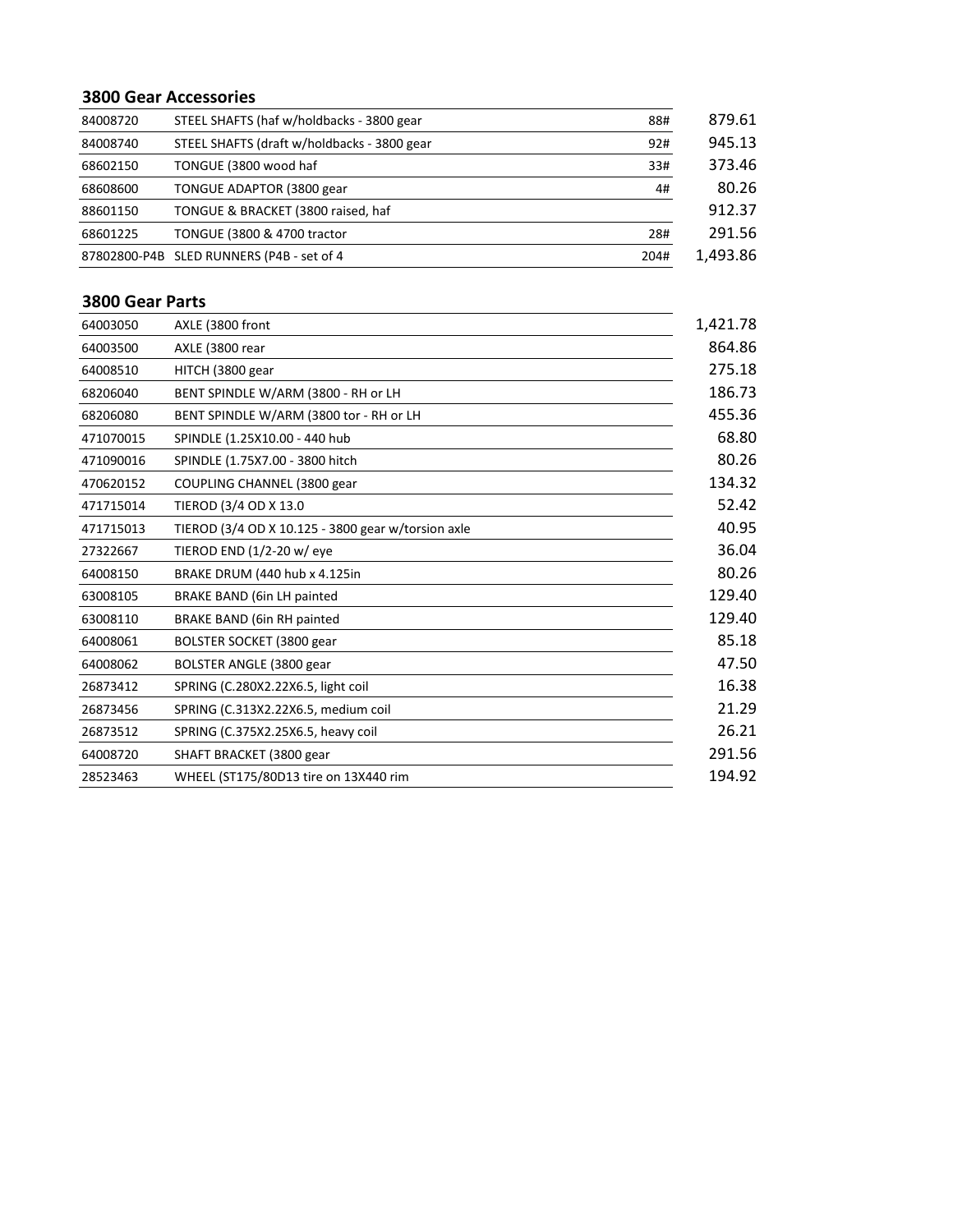### 3800 Gear Accessories

| | | | |
|---|---|---|---|
| 84008720 | STEEL SHAFTS (haf w/holdbacks - 3800 gear | 88# | 879.61 |
| 84008740 | STEEL SHAFTS (draft w/holdbacks - 3800 gear | 92# | 945.13 |
| 68602150 | TONGUE (3800 wood haf | 33# | 373.46 |
| 68608600 | TONGUE ADAPTOR (3800 gear | 4# | 80.26 |
| 88601150 | TONGUE & BRACKET (3800 raised, haf | | 912.37 |
| 68601225 | TONGUE (3800 & 4700 tractor | 28# | 291.56 |
| 87802800-P4B | SLED RUNNERS (P4B - set of 4 | 204# | 1,493.86 |

### 3800 Gear Parts

| | | |
|---|---|---|
| 64003050 | AXLE (3800 front | 1,421.78 |
| 64003500 | AXLE (3800 rear | 864.86 |
| 64008510 | HITCH (3800 gear | 275.18 |
| 68206040 | BENT SPINDLE W/ARM (3800 - RH or LH | 186.73 |
| 68206080 | BENT SPINDLE W/ARM (3800 tor - RH or LH | 455.36 |
| 471070015 | SPINDLE (1.25X10.00 - 440 hub | 68.80 |
| 471090016 | SPINDLE (1.75X7.00 - 3800 hitch | 80.26 |
| 470620152 | COUPLING CHANNEL (3800 gear | 134.32 |
| 471715014 | TIEROD (3/4 OD X 13.0 | 52.42 |
| 471715013 | TIEROD (3/4 OD X 10.125 - 3800 gear w/torsion axle | 40.95 |
| 27322667 | TIEROD END (1/2-20 w/ eye | 36.04 |
| 64008150 | BRAKE DRUM (440 hub x 4.125in | 80.26 |
| 63008105 | BRAKE BAND (6in LH painted | 129.40 |
| 63008110 | BRAKE BAND (6in RH painted | 129.40 |
| 64008061 | BOLSTER SOCKET (3800 gear | 85.18 |
| 64008062 | BOLSTER ANGLE (3800 gear | 47.50 |
| 26873412 | SPRING (C.280X2.22X6.5, light coil | 16.38 |
| 26873456 | SPRING (C.313X2.22X6.5, medium coil | 21.29 |
| 26873512 | SPRING (C.375X2.25X6.5, heavy coil | 26.21 |
| 64008720 | SHAFT BRACKET (3800 gear | 291.56 |
| 28523463 | WHEEL (ST175/80D13 tire on 13X440 rim | 194.92 |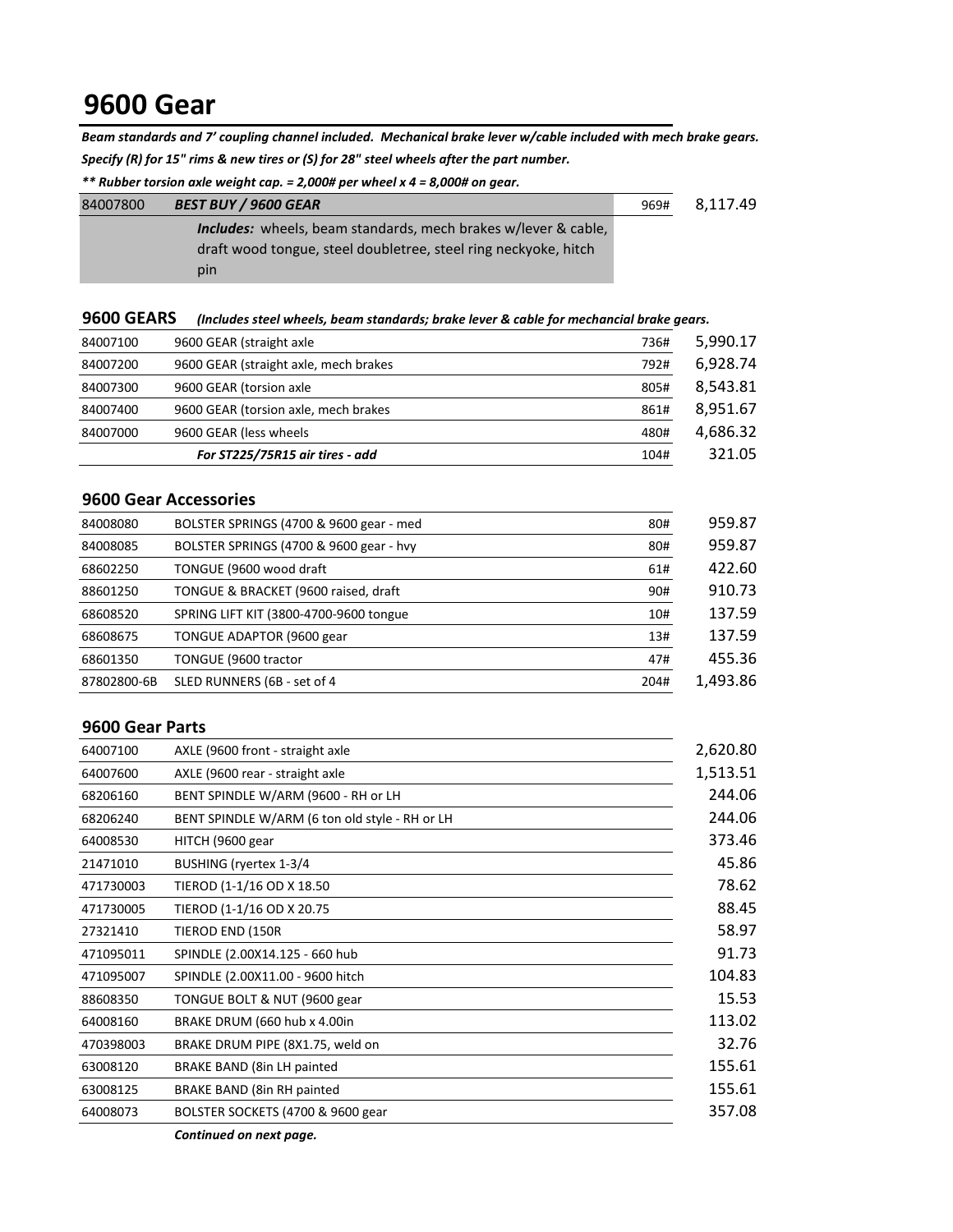# 9600 Gear

***Beam standards and 7' coupling channel included. Mechanical brake lever w/cable included with mech brake gears.***

***Specify (R) for 15" rims & new tires or (S) for 28" steel wheels after the part number.***

***\*\* Rubber torsion axle weight cap. = 2,000# per wheel x 4 = 8,000# on gear.***

| | | | |
|---|---|---|---|
| 84007800 | ***BEST BUY / 9600 GEAR*** | 969# | 8,117.49 |
| | ***Includes:*** wheels, beam standards, mech brakes w/lever & cable, draft wood tongue, steel doubletree, steel ring neckyoke, hitch pin | | |

## 9600 GEARS *(Includes steel wheels, beam standards; brake lever & cable for mechancial brake gears.*

| | | | |
|---|---|---|---|
| 84007100 | 9600 GEAR (straight axle | 736# | 5,990.17 |
| 84007200 | 9600 GEAR (straight axle, mech brakes | 792# | 6,928.74 |
| 84007300 | 9600 GEAR (torsion axle | 805# | 8,543.81 |
| 84007400 | 9600 GEAR (torsion axle, mech brakes | 861# | 8,951.67 |
| 84007000 | 9600 GEAR (less wheels | 480# | 4,686.32 |
| | ***For ST225/75R15 air tires - add*** | 104# | 321.05 |

## 9600 Gear Accessories

| | | | |
|---|---|---|---|
| 84008080 | BOLSTER SPRINGS (4700 & 9600 gear - med | 80# | 959.87 |
| 84008085 | BOLSTER SPRINGS (4700 & 9600 gear - hvy | 80# | 959.87 |
| 68602250 | TONGUE (9600 wood draft | 61# | 422.60 |
| 88601250 | TONGUE & BRACKET (9600 raised, draft | 90# | 910.73 |
| 68608520 | SPRING LIFT KIT (3800-4700-9600 tongue | 10# | 137.59 |
| 68608675 | TONGUE ADAPTOR (9600 gear | 13# | 137.59 |
| 68601350 | TONGUE (9600 tractor | 47# | 455.36 |
| 87802800-6B | SLED RUNNERS (6B - set of 4 | 204# | 1,493.86 |

## 9600 Gear Parts

| | | |
|---|---|---|
| 64007100 | AXLE (9600 front - straight axle | 2,620.80 |
| 64007600 | AXLE (9600 rear - straight axle | 1,513.51 |
| 68206160 | BENT SPINDLE W/ARM (9600 - RH or LH | 244.06 |
| 68206240 | BENT SPINDLE W/ARM (6 ton old style - RH or LH | 244.06 |
| 64008530 | HITCH (9600 gear | 373.46 |
| 21471010 | BUSHING (ryertex 1-3/4 | 45.86 |
| 471730003 | TIEROD (1-1/16 OD X 18.50 | 78.62 |
| 471730005 | TIEROD (1-1/16 OD X 20.75 | 88.45 |
| 27321410 | TIEROD END (150R | 58.97 |
| 471095011 | SPINDLE (2.00X14.125 - 660 hub | 91.73 |
| 471095007 | SPINDLE (2.00X11.00 - 9600 hitch | 104.83 |
| 88608350 | TONGUE BOLT & NUT (9600 gear | 15.53 |
| 64008160 | BRAKE DRUM (660 hub x 4.00in | 113.02 |
| 470398003 | BRAKE DRUM PIPE (8X1.75, weld on | 32.76 |
| 63008120 | BRAKE BAND (8in LH painted | 155.61 |
| 63008125 | BRAKE BAND (8in RH painted | 155.61 |
| 64008073 | BOLSTER SOCKETS (4700 & 9600 gear | 357.08 |

***Continued on next page.***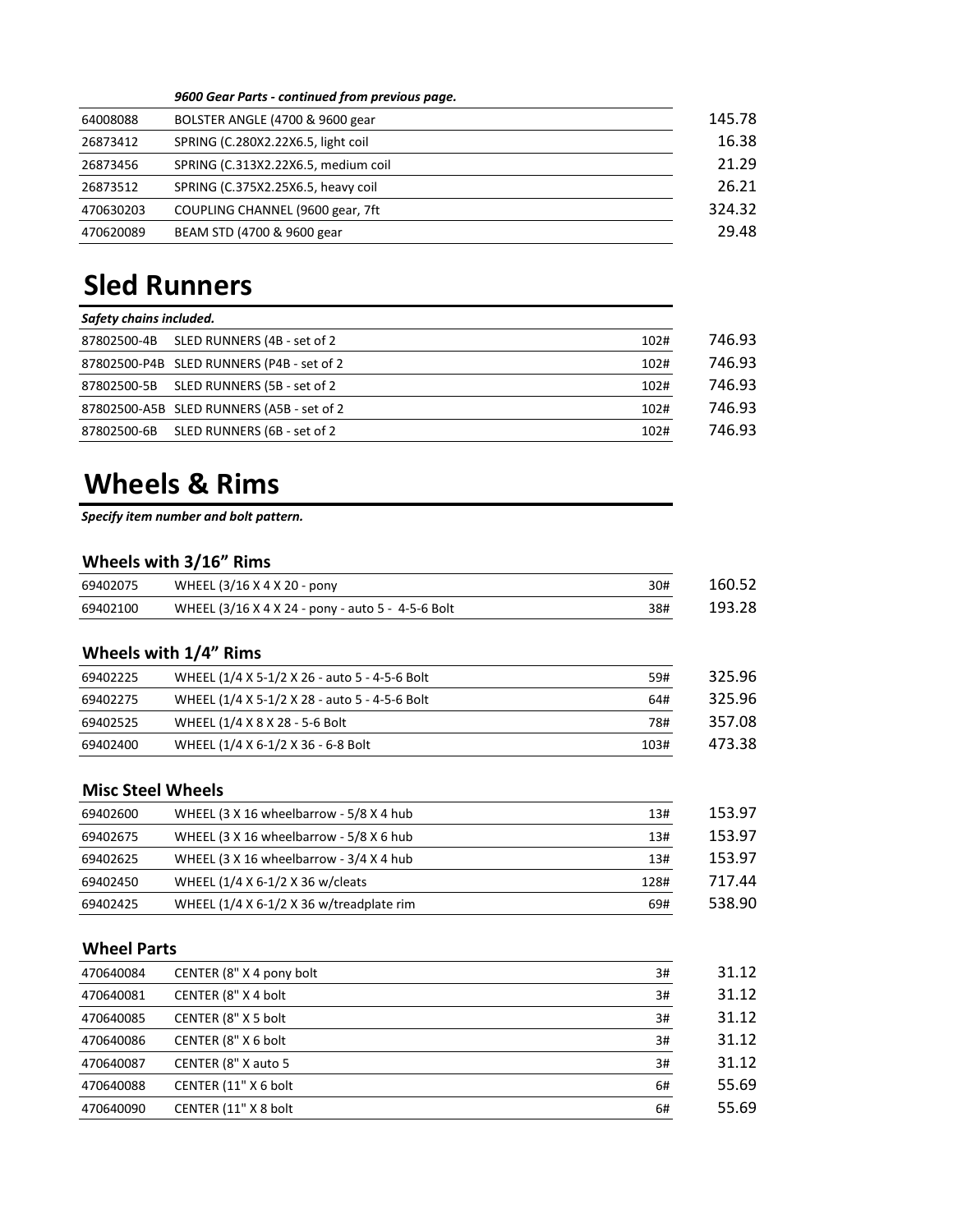*9600 Gear Parts - continued from previous page.*

| | | |
|---|---|---|
| 64008088 | BOLSTER ANGLE (4700 & 9600 gear | 145.78 |
| 26873412 | SPRING (C.280X2.22X6.5, light coil | 16.38 |
| 26873456 | SPRING (C.313X2.22X6.5, medium coil | 21.29 |
| 26873512 | SPRING (C.375X2.25X6.5, heavy coil | 26.21 |
| 470630203 | COUPLING CHANNEL (9600 gear, 7ft | 324.32 |
| 470620089 | BEAM STD (4700 & 9600 gear | 29.48 |

# Sled Runners

*Safety chains included.*

| | | | |
|---|---|---|---|
| 87802500-4B | SLED RUNNERS (4B - set of 2 | 102# | 746.93 |
| 87802500-P4B | SLED RUNNERS (P4B - set of 2 | 102# | 746.93 |
| 87802500-5B | SLED RUNNERS (5B - set of 2 | 102# | 746.93 |
| 87802500-A5B | SLED RUNNERS (A5B - set of 2 | 102# | 746.93 |
| 87802500-6B | SLED RUNNERS (6B - set of 2 | 102# | 746.93 |

# Wheels & Rims

*Specify item number and bolt pattern.*

## Wheels with 3/16" Rims

| | | | |
|---|---|---|---|
| 69402075 | WHEEL (3/16 X 4 X 20 - pony | 30# | 160.52 |
| 69402100 | WHEEL (3/16 X 4 X 24 - pony - auto 5 - 4-5-6 Bolt | 38# | 193.28 |

## Wheels with 1/4" Rims

| | | | |
|---|---|---|---|
| 69402225 | WHEEL (1/4 X 5-1/2 X 26 - auto 5 - 4-5-6 Bolt | 59# | 325.96 |
| 69402275 | WHEEL (1/4 X 5-1/2 X 28 - auto 5 - 4-5-6 Bolt | 64# | 325.96 |
| 69402525 | WHEEL (1/4 X 8 X 28 - 5-6 Bolt | 78# | 357.08 |
| 69402400 | WHEEL (1/4 X 6-1/2 X 36 - 6-8 Bolt | 103# | 473.38 |

## Misc Steel Wheels

| | | | |
|---|---|---|---|
| 69402600 | WHEEL (3 X 16 wheelbarrow - 5/8 X 4 hub | 13# | 153.97 |
| 69402675 | WHEEL (3 X 16 wheelbarrow - 5/8 X 6 hub | 13# | 153.97 |
| 69402625 | WHEEL (3 X 16 wheelbarrow - 3/4 X 4 hub | 13# | 153.97 |
| 69402450 | WHEEL (1/4 X 6-1/2 X 36 w/cleats | 128# | 717.44 |
| 69402425 | WHEEL (1/4 X 6-1/2 X 36 w/treadplate rim | 69# | 538.90 |

## Wheel Parts

| | | | |
|---|---|---|---|
| 470640084 | CENTER (8" X 4 pony bolt | 3# | 31.12 |
| 470640081 | CENTER (8" X 4 bolt | 3# | 31.12 |
| 470640085 | CENTER (8" X 5 bolt | 3# | 31.12 |
| 470640086 | CENTER (8" X 6 bolt | 3# | 31.12 |
| 470640087 | CENTER (8" X auto 5 | 3# | 31.12 |
| 470640088 | CENTER (11" X 6 bolt | 6# | 55.69 |
| 470640090 | CENTER (11" X 8 bolt | 6# | 55.69 |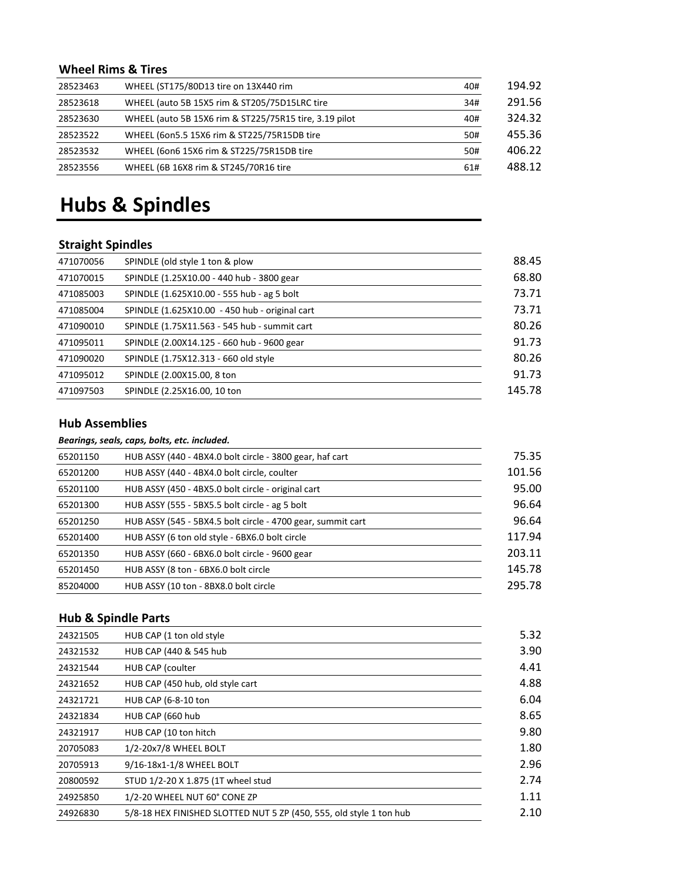### Wheel Rims & Tires

| | | | |
|---|---|---|---|
| 28523463 | WHEEL (ST175/80D13 tire on 13X440 rim | 40# | 194.92 |
| 28523618 | WHEEL (auto 5B 15X5 rim & ST205/75D15LRC tire | 34# | 291.56 |
| 28523630 | WHEEL (auto 5B 15X6 rim & ST225/75R15 tire, 3.19 pilot | 40# | 324.32 |
| 28523522 | WHEEL (6on5.5 15X6 rim & ST225/75R15DB tire | 50# | 455.36 |
| 28523532 | WHEEL (6on6 15X6 rim & ST225/75R15DB tire | 50# | 406.22 |
| 28523556 | WHEEL (6B 16X8 rim & ST245/70R16 tire | 61# | 488.12 |

# Hubs & Spindles

### Straight Spindles

| | | |
|---|---|---|
| 471070056 | SPINDLE (old style 1 ton & plow | 88.45 |
| 471070015 | SPINDLE (1.25X10.00 - 440 hub - 3800 gear | 68.80 |
| 471085003 | SPINDLE (1.625X10.00 - 555 hub - ag 5 bolt | 73.71 |
| 471085004 | SPINDLE (1.625X10.00 - 450 hub - original cart | 73.71 |
| 471090010 | SPINDLE (1.75X11.563 - 545 hub - summit cart | 80.26 |
| 471095011 | SPINDLE (2.00X14.125 - 660 hub - 9600 gear | 91.73 |
| 471090020 | SPINDLE (1.75X12.313 - 660 old style | 80.26 |
| 471095012 | SPINDLE (2.00X15.00, 8 ton | 91.73 |
| 471097503 | SPINDLE (2.25X16.00, 10 ton | 145.78 |

### Hub Assemblies

***Bearings, seals, caps, bolts, etc. included.***

| | | |
|---|---|---|
| 65201150 | HUB ASSY (440 - 4BX4.0 bolt circle - 3800 gear, haf cart | 75.35 |
| 65201200 | HUB ASSY (440 - 4BX4.0 bolt circle, coulter | 101.56 |
| 65201100 | HUB ASSY (450 - 4BX5.0 bolt circle - original cart | 95.00 |
| 65201300 | HUB ASSY (555 - 5BX5.5 bolt circle - ag 5 bolt | 96.64 |
| 65201250 | HUB ASSY (545 - 5BX4.5 bolt circle - 4700 gear, summit cart | 96.64 |
| 65201400 | HUB ASSY (6 ton old style - 6BX6.0 bolt circle | 117.94 |
| 65201350 | HUB ASSY (660 - 6BX6.0 bolt circle - 9600 gear | 203.11 |
| 65201450 | HUB ASSY (8 ton - 6BX6.0 bolt circle | 145.78 |
| 85204000 | HUB ASSY (10 ton - 8BX8.0 bolt circle | 295.78 |

### Hub & Spindle Parts

| | | |
|---|---|---|
| 24321505 | HUB CAP (1 ton old style | 5.32 |
| 24321532 | HUB CAP (440 & 545 hub | 3.90 |
| 24321544 | HUB CAP (coulter | 4.41 |
| 24321652 | HUB CAP (450 hub, old style cart | 4.88 |
| 24321721 | HUB CAP (6-8-10 ton | 6.04 |
| 24321834 | HUB CAP (660 hub | 8.65 |
| 24321917 | HUB CAP (10 ton hitch | 9.80 |
| 20705083 | 1/2-20x7/8 WHEEL BOLT | 1.80 |
| 20705913 | 9/16-18x1-1/8 WHEEL BOLT | 2.96 |
| 20800592 | STUD 1/2-20 X 1.875 (1T wheel stud | 2.74 |
| 24925850 | 1/2-20 WHEEL NUT 60° CONE ZP | 1.11 |
| 24926830 | 5/8-18 HEX FINISHED SLOTTED NUT 5 ZP (450, 555, old style 1 ton hub | 2.10 |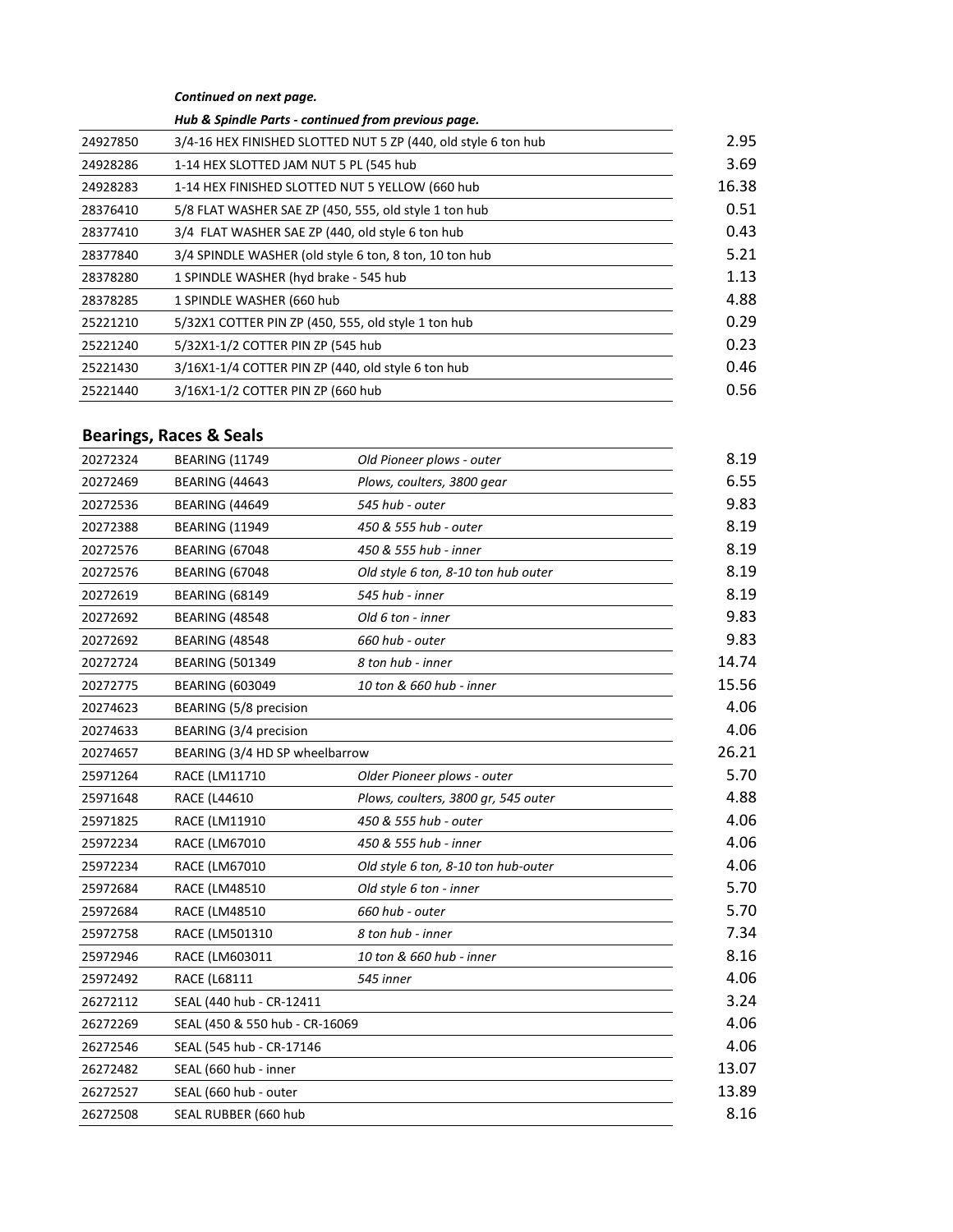*Continued on next page.*

*Hub & Spindle Parts - continued from previous page.*

| | | |
|---|---|---|
| 24927850 | 3/4-16 HEX FINISHED SLOTTED NUT 5 ZP (440, old style 6 ton hub | 2.95 |
| 24928286 | 1-14 HEX SLOTTED JAM NUT 5 PL (545 hub | 3.69 |
| 24928283 | 1-14 HEX FINISHED SLOTTED NUT 5 YELLOW (660 hub | 16.38 |
| 28376410 | 5/8 FLAT WASHER SAE ZP (450, 555, old style 1 ton hub | 0.51 |
| 28377410 | 3/4 FLAT WASHER SAE ZP (440, old style 6 ton hub | 0.43 |
| 28377840 | 3/4 SPINDLE WASHER (old style 6 ton, 8 ton, 10 ton hub | 5.21 |
| 28378280 | 1 SPINDLE WASHER (hyd brake - 545 hub | 1.13 |
| 28378285 | 1 SPINDLE WASHER (660 hub | 4.88 |
| 25221210 | 5/32X1 COTTER PIN ZP (450, 555, old style 1 ton hub | 0.29 |
| 25221240 | 5/32X1-1/2 COTTER PIN ZP (545 hub | 0.23 |
| 25221430 | 3/16X1-1/4 COTTER PIN ZP (440, old style 6 ton hub | 0.46 |
| 25221440 | 3/16X1-1/2 COTTER PIN ZP (660 hub | 0.56 |

## Bearings, Races & Seals

| | | | |
|---|---|---|---|
| 20272324 | BEARING (11749 | *Old Pioneer plows - outer* | 8.19 |
| 20272469 | BEARING (44643 | *Plows, coulters, 3800 gear* | 6.55 |
| 20272536 | BEARING (44649 | *545 hub - outer* | 9.83 |
| 20272388 | BEARING (11949 | *450 & 555 hub - outer* | 8.19 |
| 20272576 | BEARING (67048 | *450 & 555 hub - inner* | 8.19 |
| 20272576 | BEARING (67048 | *Old style 6 ton, 8-10 ton hub outer* | 8.19 |
| 20272619 | BEARING (68149 | *545 hub - inner* | 8.19 |
| 20272692 | BEARING (48548 | *Old 6 ton - inner* | 9.83 |
| 20272692 | BEARING (48548 | *660 hub - outer* | 9.83 |
| 20272724 | BEARING (501349 | *8 ton hub - inner* | 14.74 |
| 20272775 | BEARING (603049 | *10 ton & 660 hub - inner* | 15.56 |
| 20274623 | BEARING (5/8 precision | | 4.06 |
| 20274633 | BEARING (3/4 precision | | 4.06 |
| 20274657 | BEARING (3/4 HD SP wheelbarrow | | 26.21 |
| 25971264 | RACE (LM11710 | *Older Pioneer plows - outer* | 5.70 |
| 25971648 | RACE (L44610 | *Plows, coulters, 3800 gr, 545 outer* | 4.88 |
| 25971825 | RACE (LM11910 | *450 & 555 hub - outer* | 4.06 |
| 25972234 | RACE (LM67010 | *450 & 555 hub - inner* | 4.06 |
| 25972234 | RACE (LM67010 | *Old style 6 ton, 8-10 ton hub-outer* | 4.06 |
| 25972684 | RACE (LM48510 | *Old style 6 ton - inner* | 5.70 |
| 25972684 | RACE (LM48510 | *660 hub - outer* | 5.70 |
| 25972758 | RACE (LM501310 | *8 ton hub - inner* | 7.34 |
| 25972946 | RACE (LM603011 | *10 ton & 660 hub - inner* | 8.16 |
| 25972492 | RACE (L68111 | *545 inner* | 4.06 |
| 26272112 | SEAL (440 hub - CR-12411 | | 3.24 |
| 26272269 | SEAL (450 & 550 hub - CR-16069 | | 4.06 |
| 26272546 | SEAL (545 hub - CR-17146 | | 4.06 |
| 26272482 | SEAL (660 hub - inner | | 13.07 |
| 26272527 | SEAL (660 hub - outer | | 13.89 |
| 26272508 | SEAL RUBBER (660 hub | | 8.16 |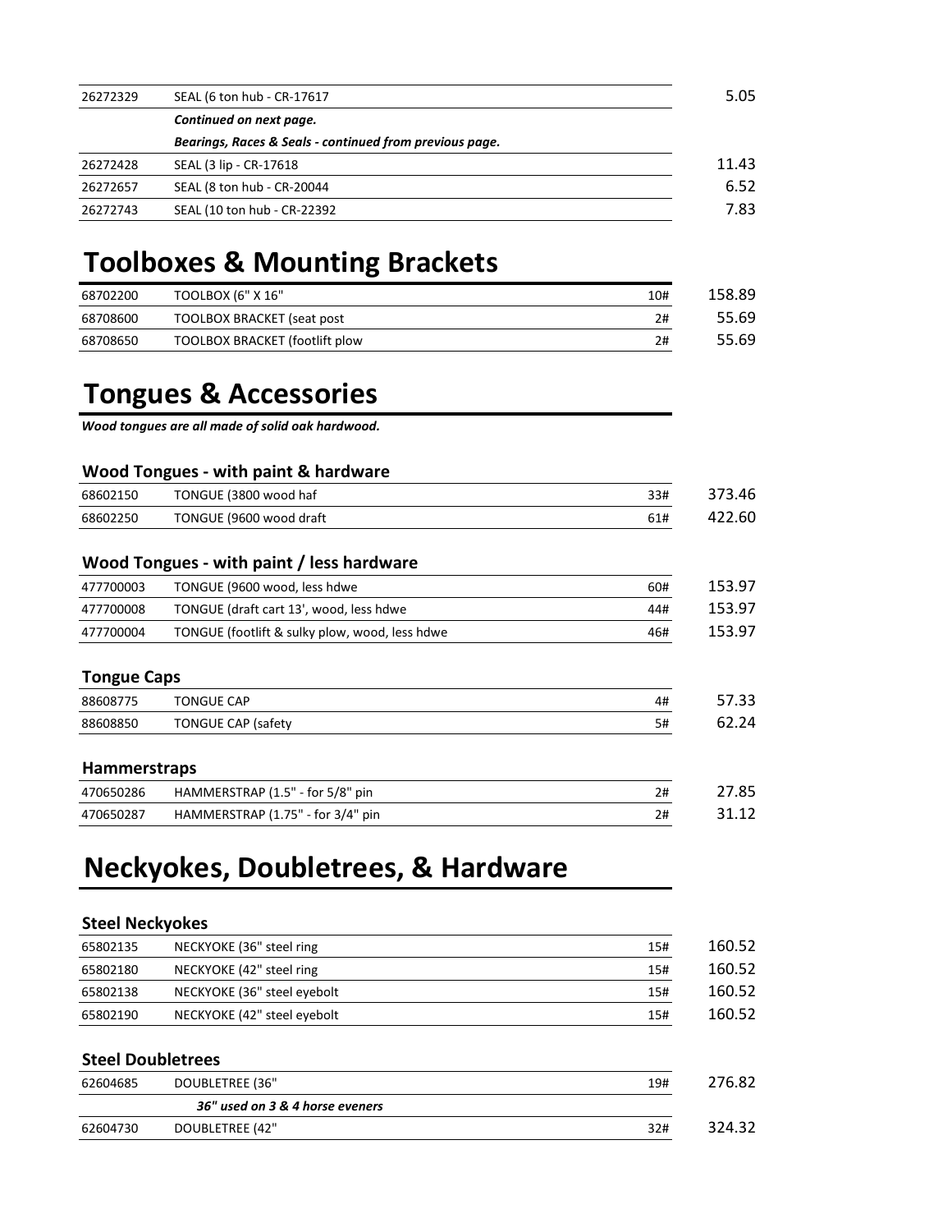| | | | |
|---|---|---|---|
| 26272329 | SEAL (6 ton hub - CR-17617 | | 5.05 |
| | ***Continued on next page.*** | | |
| | ***Bearings, Races & Seals - continued from previous page.*** | | |
| 26272428 | SEAL (3 lip - CR-17618 | | 11.43 |
| 26272657 | SEAL (8 ton hub - CR-20044 | | 6.52 |
| 26272743 | SEAL (10 ton hub - CR-22392 | | 7.83 |

# Toolboxes & Mounting Brackets

| | | | |
|---|---|---|---|
| 68702200 | TOOLBOX (6" X 16" | 10# | 158.89 |
| 68708600 | TOOLBOX BRACKET (seat post | 2# | 55.69 |
| 68708650 | TOOLBOX BRACKET (footlift plow | 2# | 55.69 |

# Tongues & Accessories

***Wood tongues are all made of solid oak hardwood.***

### Wood Tongues - with paint & hardware

| | | | |
|---|---|---|---|
| 68602150 | TONGUE (3800 wood haf | 33# | 373.46 |
| 68602250 | TONGUE (9600 wood draft | 61# | 422.60 |

### Wood Tongues - with paint / less hardware

| | | | |
|---|---|---|---|
| 477700003 | TONGUE (9600 wood, less hdwe | 60# | 153.97 |
| 477700008 | TONGUE (draft cart 13', wood, less hdwe | 44# | 153.97 |
| 477700004 | TONGUE (footlift & sulky plow, wood, less hdwe | 46# | 153.97 |

### Tongue Caps

| | | | |
|---|---|---|---|
| 88608775 | TONGUE CAP | 4# | 57.33 |
| 88608850 | TONGUE CAP (safety | 5# | 62.24 |

### Hammerstraps

| | | | |
|---|---|---|---|
| 470650286 | HAMMERSTRAP (1.5" - for 5/8" pin | 2# | 27.85 |
| 470650287 | HAMMERSTRAP (1.75" - for 3/4" pin | 2# | 31.12 |

# Neckyokes, Doubletrees, & Hardware

### Steel Neckyokes

| | | | |
|---|---|---|---|
| 65802135 | NECKYOKE (36" steel ring | 15# | 160.52 |
| 65802180 | NECKYOKE (42" steel ring | 15# | 160.52 |
| 65802138 | NECKYOKE (36" steel eyebolt | 15# | 160.52 |
| 65802190 | NECKYOKE (42" steel eyebolt | 15# | 160.52 |

### Steel Doubletrees

| | | | |
|---|---|---|---|
| 62604685 | DOUBLETREE (36" | 19# | 276.82 |
| | ***36" used on 3 & 4 horse eveners*** | | |
| 62604730 | DOUBLETREE (42" | 32# | 324.32 |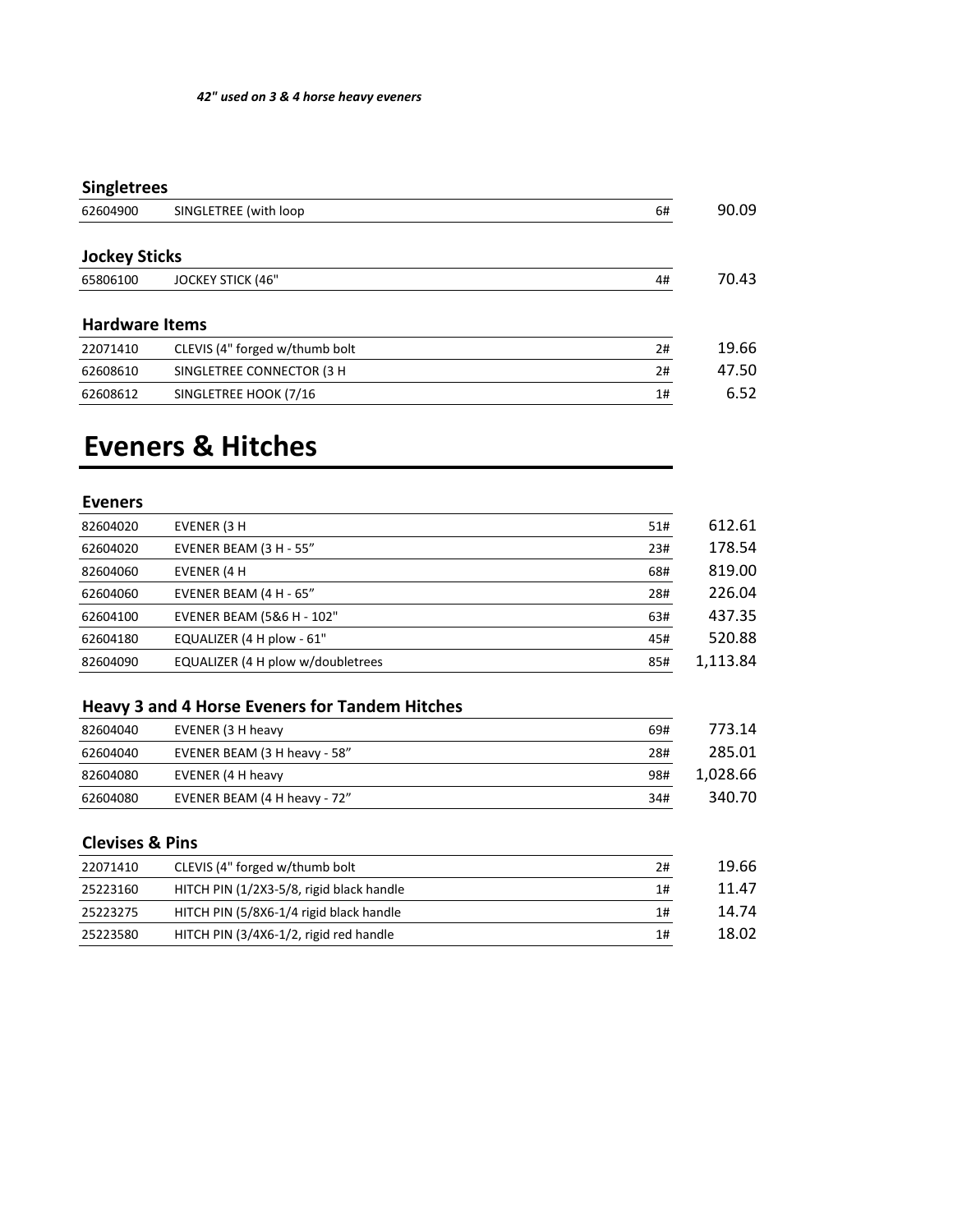*42" used on 3 & 4 horse heavy eveners*

### Singletrees

| | | | |
|---|---|---|---|
| 62604900 | SINGLETREE (with loop | 6# | 90.09 |

### Jockey Sticks

| | | | |
|---|---|---|---|
| 65806100 | JOCKEY STICK (46" | 4# | 70.43 |

### Hardware Items

| | | | |
|---|---|---|---|
| 22071410 | CLEVIS (4" forged w/thumb bolt | 2# | 19.66 |
| 62608610 | SINGLETREE CONNECTOR (3 H | 2# | 47.50 |
| 62608612 | SINGLETREE HOOK (7/16 | 1# | 6.52 |

# Eveners & Hitches

### Eveners

| | | | |
|---|---|---|---|
| 82604020 | EVENER (3 H | 51# | 612.61 |
| 62604020 | EVENER BEAM (3 H - 55” | 23# | 178.54 |
| 82604060 | EVENER (4 H | 68# | 819.00 |
| 62604060 | EVENER BEAM (4 H - 65” | 28# | 226.04 |
| 62604100 | EVENER BEAM (5&6 H - 102" | 63# | 437.35 |
| 62604180 | EQUALIZER (4 H plow - 61" | 45# | 520.88 |
| 82604090 | EQUALIZER (4 H plow w/doubletrees | 85# | 1,113.84 |

### Heavy 3 and 4 Horse Eveners for Tandem Hitches

| | | | |
|---|---|---|---|
| 82604040 | EVENER (3 H heavy | 69# | 773.14 |
| 62604040 | EVENER BEAM (3 H heavy - 58” | 28# | 285.01 |
| 82604080 | EVENER (4 H heavy | 98# | 1,028.66 |
| 62604080 | EVENER BEAM (4 H heavy - 72” | 34# | 340.70 |

### Clevises & Pins

| | | | |
|---|---|---|---|
| 22071410 | CLEVIS (4" forged w/thumb bolt | 2# | 19.66 |
| 25223160 | HITCH PIN (1/2X3-5/8, rigid black handle | 1# | 11.47 |
| 25223275 | HITCH PIN (5/8X6-1/4 rigid black handle | 1# | 14.74 |
| 25223580 | HITCH PIN (3/4X6-1/2, rigid red handle | 1# | 18.02 |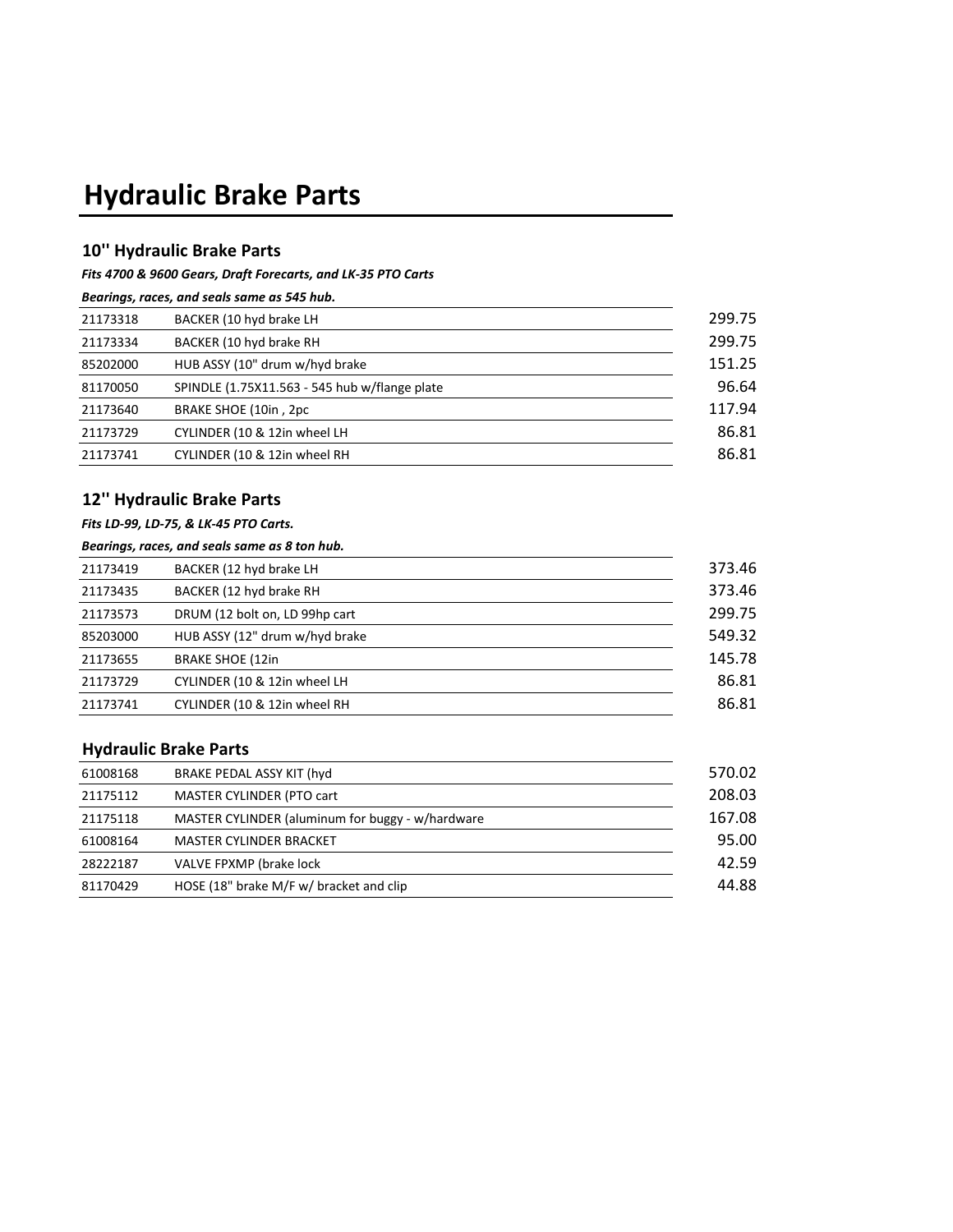# Hydraulic Brake Parts

## 10'' Hydraulic Brake Parts

***Fits 4700 & 9600 Gears, Draft Forecarts, and LK-35 PTO Carts***

***Bearings, races, and seals same as 545 hub.***

| | | |
|---|---|---|
| 21173318 | BACKER (10 hyd brake LH | 299.75 |
| 21173334 | BACKER (10 hyd brake RH | 299.75 |
| 85202000 | HUB ASSY (10" drum w/hyd brake | 151.25 |
| 81170050 | SPINDLE (1.75X11.563 - 545 hub w/flange plate | 96.64 |
| 21173640 | BRAKE SHOE (10in , 2pc | 117.94 |
| 21173729 | CYLINDER (10 & 12in wheel LH | 86.81 |
| 21173741 | CYLINDER (10 & 12in wheel RH | 86.81 |

## 12'' Hydraulic Brake Parts

***Fits LD-99, LD-75, & LK-45 PTO Carts.***

***Bearings, races, and seals same as 8 ton hub.***

| | | |
|---|---|---|
| 21173419 | BACKER (12 hyd brake LH | 373.46 |
| 21173435 | BACKER (12 hyd brake RH | 373.46 |
| 21173573 | DRUM (12 bolt on, LD 99hp cart | 299.75 |
| 85203000 | HUB ASSY (12" drum w/hyd brake | 549.32 |
| 21173655 | BRAKE SHOE (12in | 145.78 |
| 21173729 | CYLINDER (10 & 12in wheel LH | 86.81 |
| 21173741 | CYLINDER (10 & 12in wheel RH | 86.81 |

## Hydraulic Brake Parts

| | | |
|---|---|---|
| 61008168 | BRAKE PEDAL ASSY KIT (hyd | 570.02 |
| 21175112 | MASTER CYLINDER (PTO cart | 208.03 |
| 21175118 | MASTER CYLINDER (aluminum for buggy - w/hardware | 167.08 |
| 61008164 | MASTER CYLINDER BRACKET | 95.00 |
| 28222187 | VALVE FPXMP (brake lock | 42.59 |
| 81170429 | HOSE (18" brake M/F w/ bracket and clip | 44.88 |